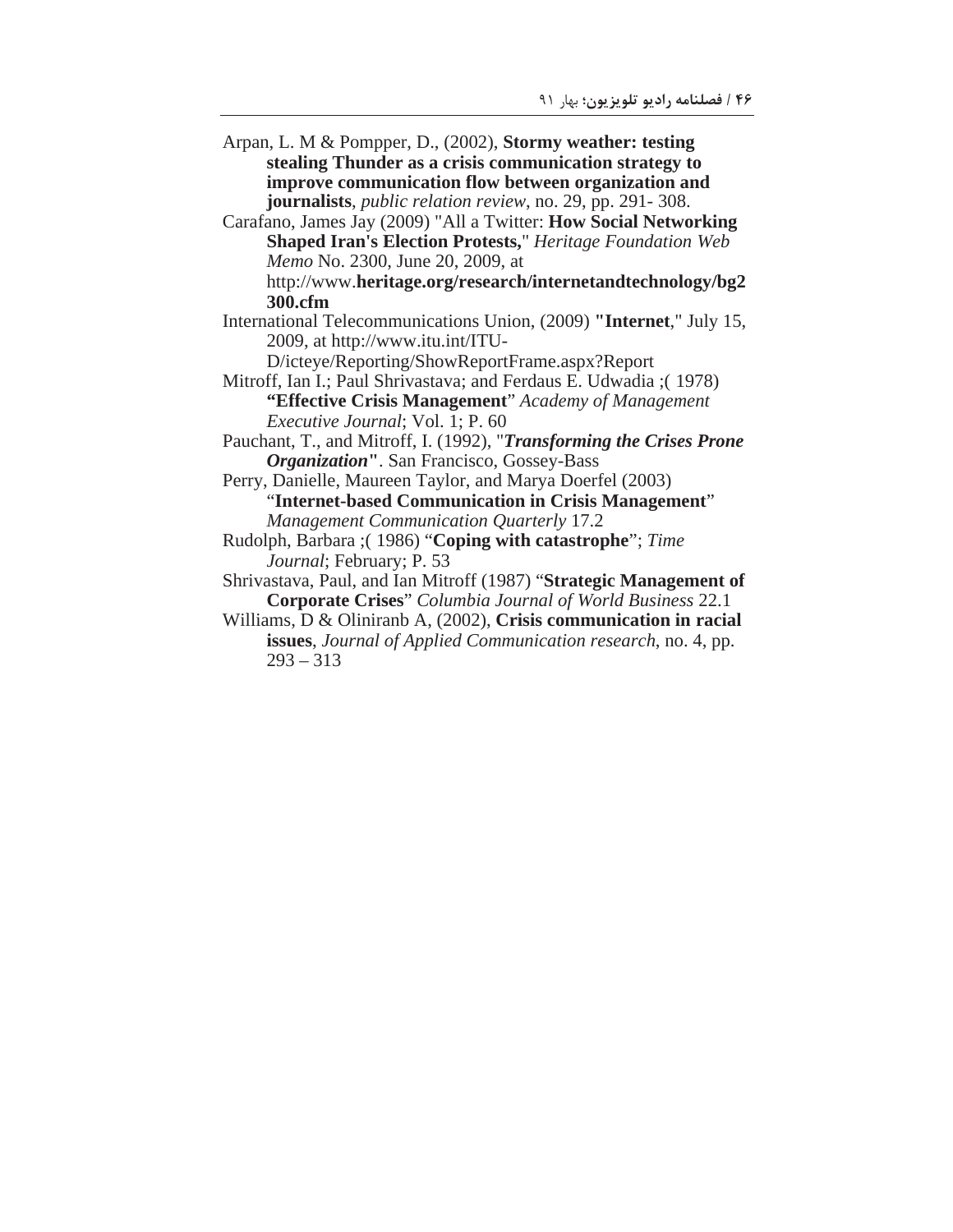Arpan, L. M & Pompper, D., (2002), **Stormy weather: testing stealing Thunder as a crisis communication strategy to improve communication flow between organization and journalists**, *public relation review*, no. 29, pp. 291- 308.

Carafano, James Jay (2009) "All a Twitter: **How Social Networking Shaped Iran's Election Protests,**" *Heritage Foundation Web Memo* No. 2300, June 20, 2009, at http://www.**heritage.org/research/internetandtechnology/bg2300.cfm**

International Telecommunications Union, (2009) **"Internet**," July 15, 2009, at http://www.itu.int/ITU-D/icteye/Reporting/ShowReportFrame.aspx?Report

Mitroff, Ian I.; Paul Shrivastava; and Ferdaus E. Udwadia ;( 1978) **"Effective Crisis Management**" *Academy of Management Executive Journal*; Vol. 1; P. 60

Pauchant, T., and Mitroff, I. (1992), "***Transforming the Crises Prone Organization*"**. San Francisco, Gossey-Bass

Perry, Danielle, Maureen Taylor, and Marya Doerfel (2003) "**Internet-based Communication in Crisis Management**" *Management Communication Quarterly* 17.2

Rudolph, Barbara ;( 1986) "**Coping with catastrophe**"; *Time Journal*; February; P. 53

Shrivastava, Paul, and Ian Mitroff (1987) "**Strategic Management of Corporate Crises**" *Columbia Journal of World Business* 22.1

Williams, D & Oliniranb A, (2002), **Crisis communication in racial issues**, *Journal of Applied Communication research*, no. 4, pp. 293 – 313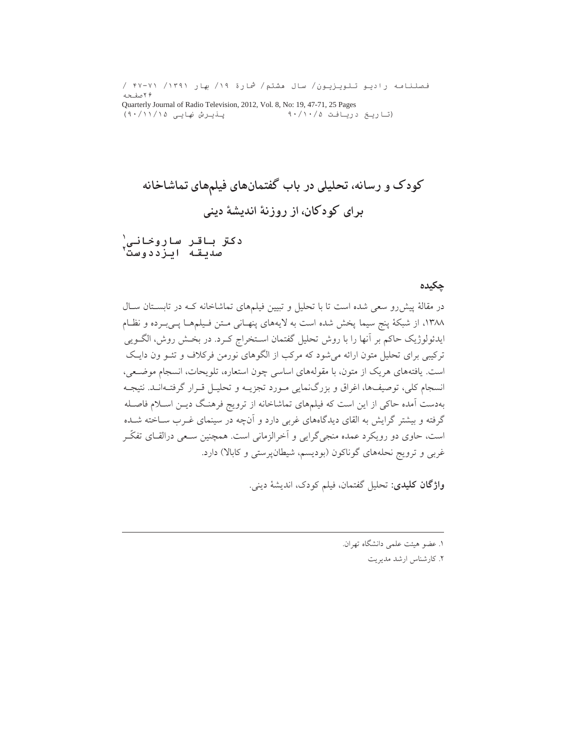# کودک و رسانه، تحلیلی در باب گفتمان‌های فیلم‌های تماشاخانه برای کودکان، از روزنهٔ اندیشهٔ دینی

دکتر باقر ساروخانی[1]
صدیقه ایزددوست[2]

## چکیده

در مقالهٔ پیش‌رو سعی شده است تا با تحلیل و تبیین فیلم‌های تماشاخانه که در تابستان سال ۱۳۸۸، از شبکهٔ پنج سیما پخش شده است به لایه‌های پنهانی متن فیلم‌ها پی‌برده و نظام ایدئولوژیک حاکم بر آنها را با روش تحلیل گفتمان استخراج کرد. در بخش روش، الگویی ترکیبی برای تحلیل متون ارائه می‌شود که مرکب از الگوهای نورمن فرکلاف و تئو ون دایک است. یافته‌های هریک از متون، با مقوله‌های اساسی چون استعاره، تلویحات، انسجام موضعی، انسجام کلی، توصیف‌ها، اغراق و بزرگ‌نمایی مورد تجزیه و تحلیل قرار گرفته‌اند. نتیجه به‌دست آمده حاکی از این است که فیلم‌های تماشاخانه از ترویج فرهنگ دین اسلام فاصله گرفته و بیشتر گرایش به القای دیدگاه‌های غربی دارد و آنچه در سینمای غرب ساخته شده است، حاوی دو رویکرد عمده منجی‌گرایی و آخرالزمانی است. همچنین سعی درالقای تفکّر غربی و ترویج نحله‌های گوناگون (بودیسم، شیطان‌پرستی و کابالا) دارد.

**واژگان کلیدی:** تحلیل گفتمان، فیلم کودک، اندیشهٔ دینی.

---

۱. عضو هیئت علمی دانشگاه تهران.

۲. کارشناس ارشد مدیریت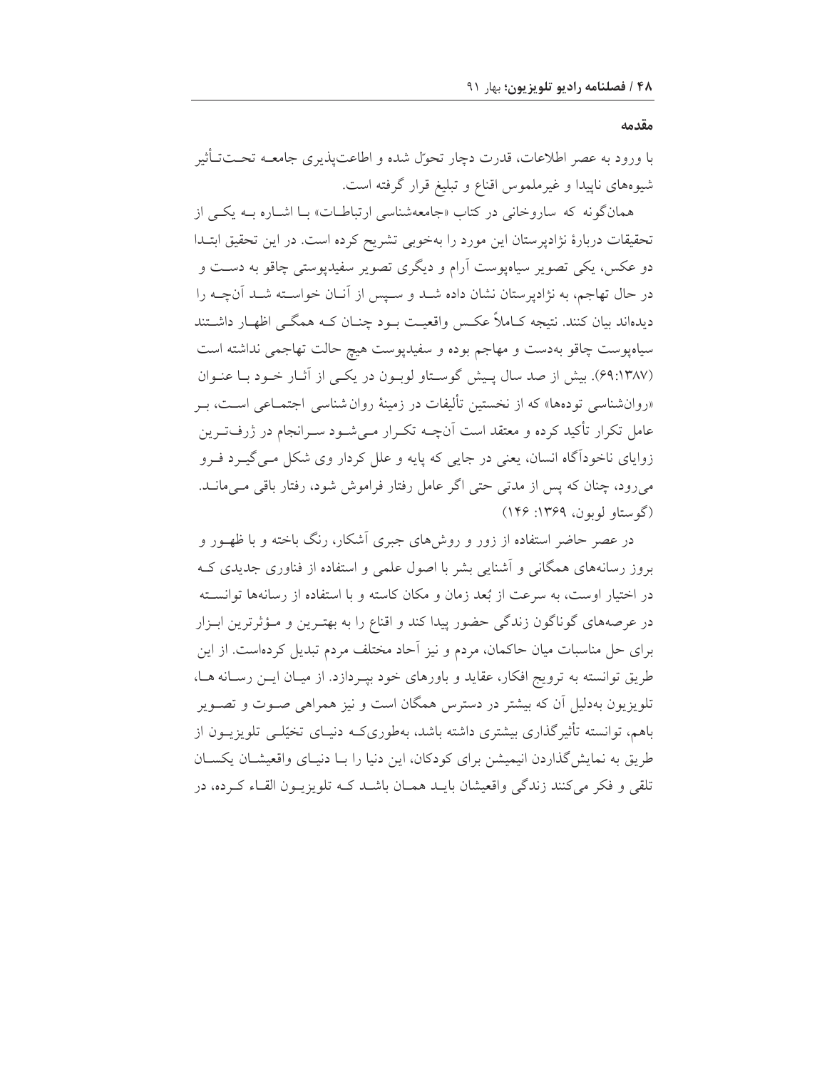## مقدمه

با ورود به عصر اطلاعات، قدرت دچار تحوّل شده و اطاعت‌پذیری جامعه تحت‌تأثیر شیوه‌های ناپیدا و غیرملموس اقناع و تبلیغ قرار گرفته است.

همان‌گونه که ساروخانی در کتاب «جامعه‌شناسی ارتباطات» با اشاره به یکی از تحقیقات دربارهٔ نژادپرستان این مورد را به‌خوبی تشریح کرده است. در این تحقیق ابتدا دو عکس، یکی تصویر سیاه‌پوست آرام و دیگری تصویر سفیدپوستی چاقو به دست و در حال تهاجم، به نژادپرستان نشان داده شد و سپس از آنان خواسته شد آنچه را دیده‌اند بیان کنند. نتیجه کاملاً عکس واقعیت بود چنان که همگی اظهار داشتند سیاه‌پوست چاقو به‌دست و مهاجم بوده و سفیدپوست هیچ حالت تهاجمی نداشته است (۶۹:۱۳۸۷). بیش از صد سال پیش گوستاو لوبون در یکی از آثار خود با عنوان «روان‌شناسی توده‌ها» که از نخستین تألیفات در زمینهٔ روان‌شناسی اجتماعی است، بر عامل تکرار تأکید کرده و معتقد است آنچه تکرار می‌شود سرانجام در ژرف‌ترین زوایای ناخودآگاه انسان، یعنی در جایی که پایه و علل کردار وی شکل می‌گیرد فرو می‌رود، چنان که پس از مدتی حتی اگر عامل رفتار فراموش شود، رفتار باقی می‌ماند. (گوستاو لوبون، ۱۳۶۹: ۱۴۶)

در عصر حاضر استفاده از زور و روش‌های جبری آشکار، رنگ باخته و با ظهور و بروز رسانه‌های همگانی و آشنایی بشر با اصول علمی و استفاده از فناوری جدیدی که در اختیار اوست، به سرعت از بُعد زمان و مکان کاسته و با استفاده از رسانه‌ها توانسته در عرصه‌های گوناگون زندگی حضور پیدا کند و اقناع را به بهترین و مؤثرترین ابزار برای حل مناسبات میان حاکمان، مردم و نیز آحاد مختلف مردم تبدیل کرده‌است. از این طریق توانسته به ترویج افکار، عقاید و باورهای خود بپردازد. از میان این رسانه‌ها، تلویزیون به‌دلیل آن که بیشتر در دسترس همگان است و نیز همراهی صوت و تصویر باهم، توانسته تأثیرگذاری بیشتری داشته باشد، به‌طوری‌که دنیای تخیّلی تلویزیون از طریق به نمایش‌گذاردن انیمیشن برای کودکان، این دنیا را با دنیای واقعیشان یکسان تلقی و فکر می‌کنند زندگی واقعیشان باید همان باشد که تلویزیون القاء کرده، در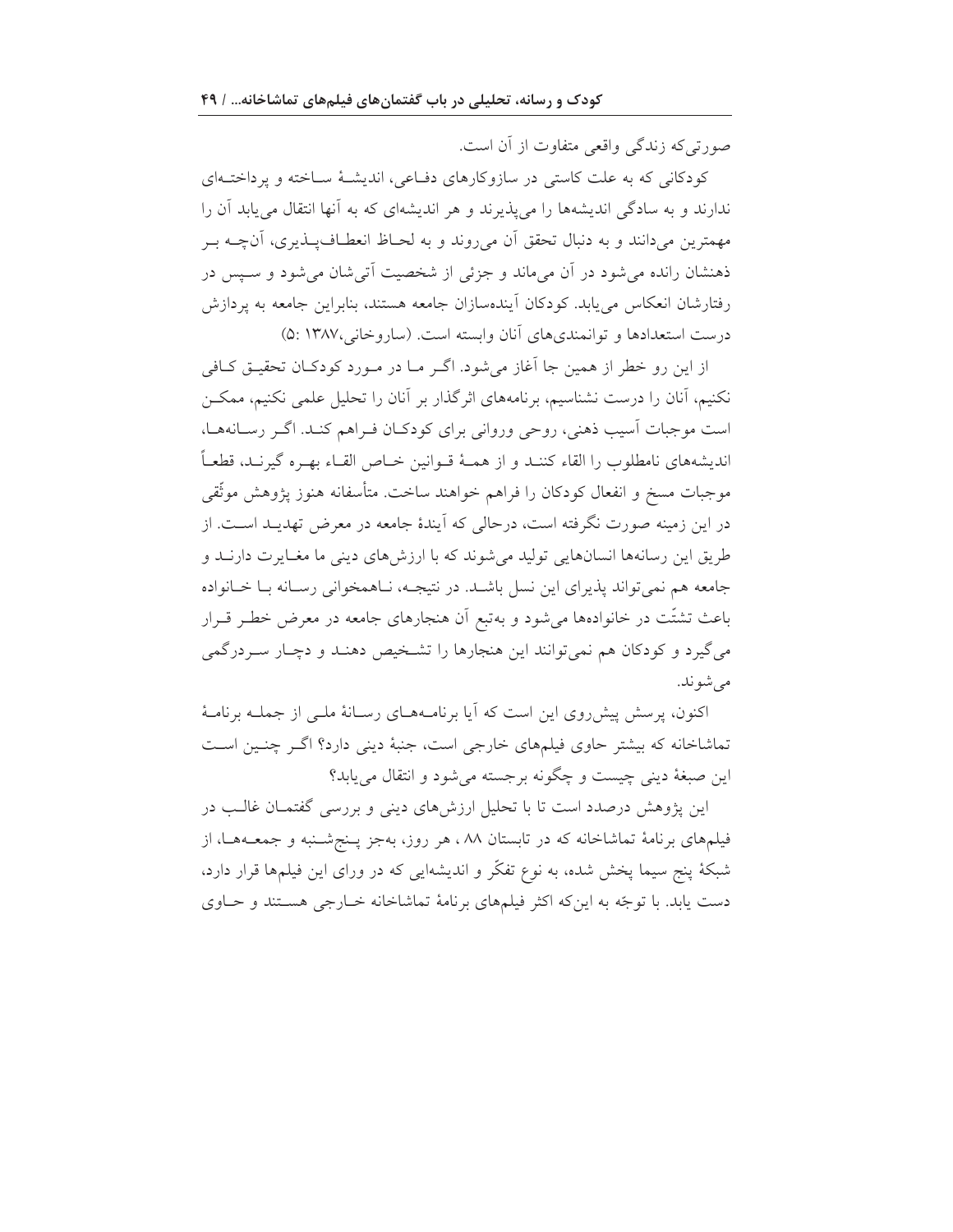صورتی‌که زندگی واقعی متفاوت از آن است.

کودکانی که به علت کاستی در سازوکارهای دفاعی، اندیشهٔ ساخته و پرداخته‌ای ندارند و به سادگی اندیشه‌ها را می‌پذیرند و هر اندیشه‌ای که به آنها انتقال می‌یابد آن را مهمترین می‌دانند و به دنبال تحقق آن می‌روند و به لحاظ انعطاف‌پذیری، آن‌چه بر ذهنشان رانده می‌شود در آن می‌ماند و جزئی از شخصیت آتی‌شان می‌شود و سپس در رفتارشان انعکاس می‌یابد. کودکان آینده‌سازان جامعه هستند، بنابراین جامعه به پردازش درست استعدادها و توانمندی‌های آنان وابسته است. (ساروخانی،۱۳۸۷ :۵)

از این رو خطر از همین جا آغاز می‌شود. اگر ما در مورد کودکان تحقیق کافی نکنیم، آنان را درست نشناسیم، برنامه‌های اثرگذار بر آنان را تحلیل علمی نکنیم، ممکن است موجبات آسیب ذهنی، روحی وروانی برای کودکان فراهم کند. اگر رسانه‌ها، اندیشه‌های نامطلوب را القاء کنند و از همهٔ قوانین خاص القاء بهره گیرند، قطعاً موجبات مسخ و انفعال کودکان را فراهم خواهند ساخت. متأسفانه هنوز پژوهش موثّقی در این زمینه صورت نگرفته است، درحالی که آیندهٔ جامعه در معرض تهدید است. از طریق این رسانه‌ها انسان‌هایی تولید می‌شوند که با ارزش‌های دینی ما مغایرت دارند و جامعه هم نمی‌تواند پذیرای این نسل باشد. در نتیجه، ناهمخوانی رسانه با خانواده باعث تشتّت در خانواده‌ها می‌شود و به‌تبع آن هنجارهای جامعه در معرض خطر قرار می‌گیرد و کودکان هم نمی‌توانند این هنجارها را تشخیص دهند و دچار سردرگمی می‌شوند.

اکنون، پرسش پیش‌روی این است که آیا برنامه‌های رسانهٔ ملی از جمله برنامهٔ تماشاخانه که بیشتر حاوی فیلم‌های خارجی است، جنبهٔ دینی دارد؟ اگر چنین است این صبغهٔ دینی چیست و چگونه برجسته می‌شود و انتقال می‌یابد؟

این پژوهش درصدد است تا با تحلیل ارزش‌های دینی و بررسی گفتمان غالب در فیلم‌های برنامهٔ تماشاخانه که در تابستان ۸۸ ، هر روز، به‌جز پنج‌شنبه و جمعه‌ها، از شبکهٔ پنج سیما پخش شده، به نوع تفکّر و اندیشه‌ایی که در ورای این فیلم‌ها قرار دارد، دست یابد. با توجّه به این‌که اکثر فیلم‌های برنامهٔ تماشاخانه خارجی هستند و حاوی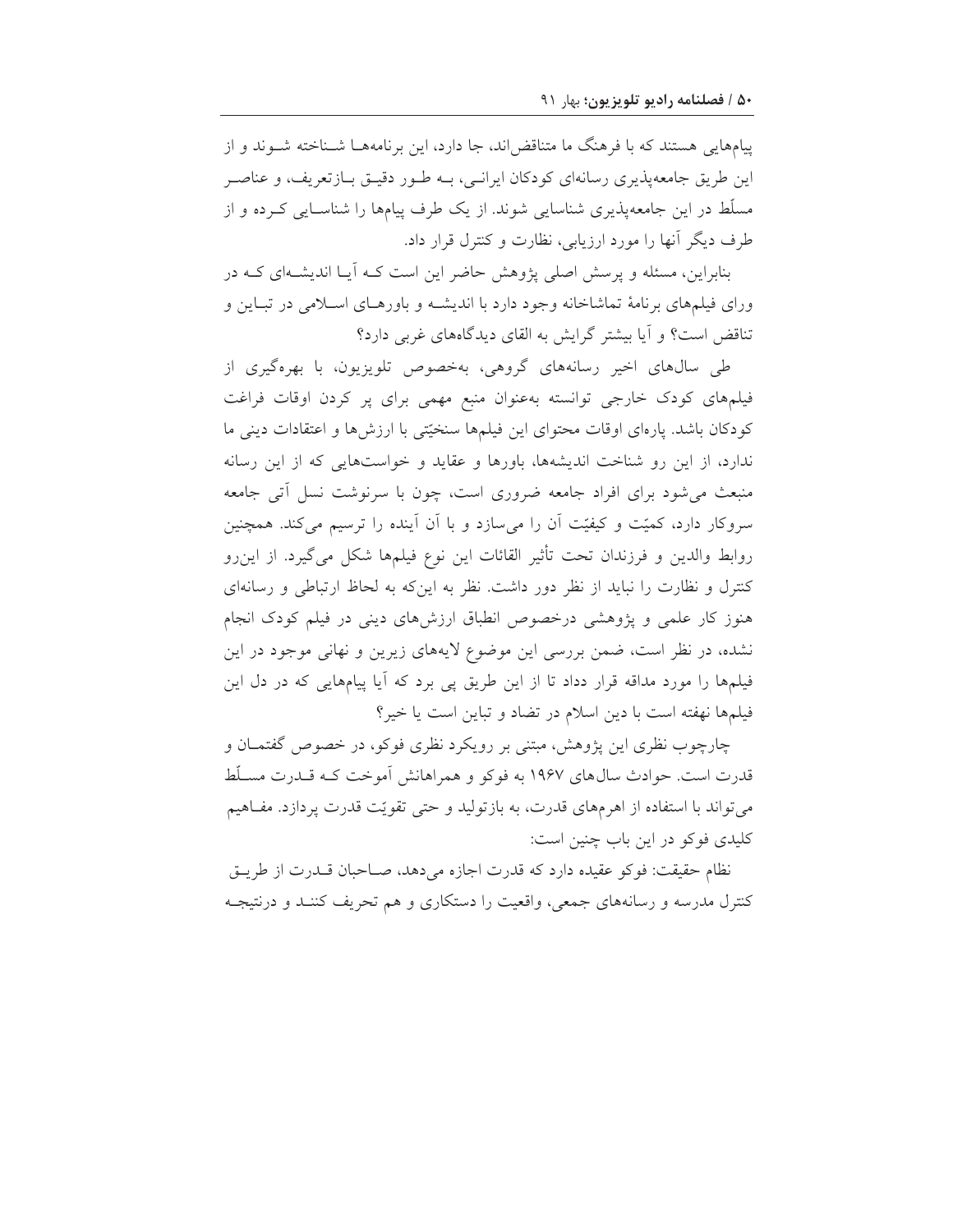پیام‌هایی هستند که با فرهنگ ما متناقض‌اند، جا دارد، این برنامه‌ها شناخته شوند و از این طریق جامعه‌پذیری رسانه‌ای کودکان ایرانی، به طور دقیق بازتعریف، و عناصر مسلّط در این جامعه‌پذیری شناسایی شوند. از یک طرف پیام‌ها را شناسایی کرده و از طرف دیگر آنها را مورد ارزیابی، نظارت و کنترل قرار داد.

بنابراین، مسئله و پرسش اصلی پژوهش حاضر این است که آیا اندیشه‌ای که در ورای فیلم‌های برنامهٔ تماشاخانه وجود دارد با اندیشه و باورهای اسلامی در تباین و تناقض است؟ و آیا بیشتر گرایش به القای دیدگاه‌های غربی دارد؟

طی سال‌های اخیر رسانه‌های گروهی، به‌خصوص تلویزیون، با بهره‌گیری از فیلم‌های کودک خارجی توانسته به‌عنوان منبع مهمی برای پر کردن اوقات فراغت کودکان باشد. پاره‌ای اوقات محتوای این فیلم‌ها سنخیّتی با ارزش‌ها و اعتقادات دینی ما ندارد، از این رو شناخت اندیشه‌ها، باورها و عقاید و خواست‌هایی که از این رسانه منبعث می‌شود برای افراد جامعه ضروری است، چون با سرنوشت نسل آتی جامعه سروکار دارد، کمیّت و کیفیّت آن را می‌سازد و با آن آینده را ترسیم می‌کند. همچنین روابط والدین و فرزندان تحت تأثیر القائات این نوع فیلم‌ها شکل می‌گیرد. از این‌رو کنترل و نظارت را نباید از نظر دور داشت. نظر به این‌که به لحاظ ارتباطی و رسانه‌ای هنوز کار علمی و پژوهشی درخصوص انطباق ارزش‌های دینی در فیلم کودک انجام نشده، در نظر است، ضمن بررسی این موضوع لایه‌های زیرین و نهانی موجود در این فیلم‌ها را مورد مداقه قرار دداد تا از این طریق پی برد که آیا پیام‌هایی که در دل این فیلم‌ها نهفته است با دین اسلام در تضاد و تباین است یا خیر؟

چارچوب نظری این پژوهش، مبتنی بر رویکرد نظری فوکو، در خصوص گفتمان و قدرت است. حوادث سال‌های ۱۹۶۷ به فوکو و همراهانش آموخت که قدرت مسلّط می‌تواند با استفاده از اهرم‌های قدرت، به بازتولید و حتی تقویّت قدرت پردازد. مفاهیم کلیدی فوکو در این باب چنین است:

نظام حقیقت: فوکو عقیده دارد که قدرت اجازه می‌دهد، صاحبان قدرت از طریق کنترل مدرسه و رسانه‌های جمعی، واقعیت را دستکاری و هم تحریف کنند و درنتیجه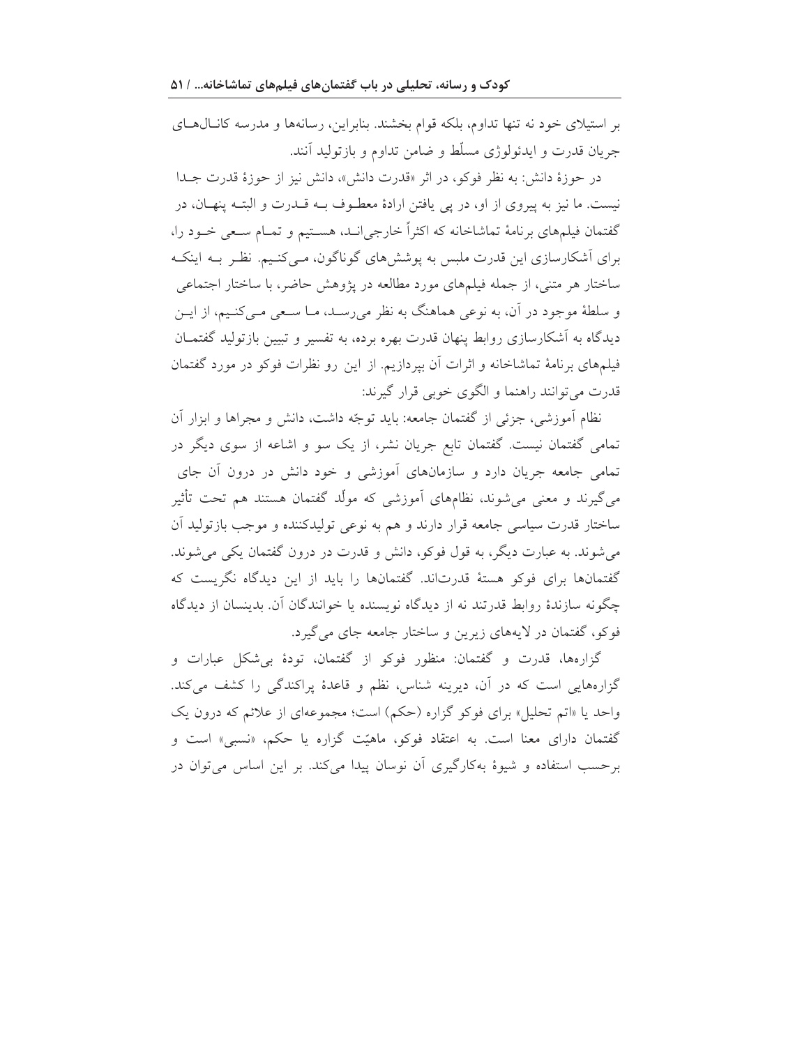بر استیلای خود نه تنها تداوم، بلکه قوام بخشند. بنابراین، رسانه‌ها و مدرسه کانال‌های جریان قدرت و ایدئولوژی مسلّط و ضامن تداوم و بازتولید آنند.

در حوزهٔ دانش: به نظر فوکو، در اثر «قدرت دانش»، دانش نیز از حوزهٔ قدرت جدا نیست. ما نیز به پیروی از او، در پی یافتن ارادهٔ معطوف به قدرت و البته پنهان، در گفتمان فیلم‌های برنامهٔ تماشاخانه که اکثراً خارجی‌اند، هستیم و تمام سعی خود را، برای آشکارسازی این قدرت ملبس به پوشش‌های گوناگون، می‌کنیم. نظر به اینکه ساختار هر متنی، از جمله فیلم‌های مورد مطالعه در پژوهش حاضر، با ساختار اجتماعی و سلطهٔ موجود در آن، به نوعی هماهنگ به نظر می‌رسد، ما سعی می‌کنیم، از این دیدگاه به آشکارسازی روابط پنهان قدرت بهره برده، به تفسیر و تبیین بازتولید گفتمان فیلم‌های برنامهٔ تماشاخانه و اثرات آن بپردازیم. از این رو نظرات فوکو در مورد گفتمان قدرت می‌توانند راهنما و الگوی خوبی قرار گیرند:

نظام آموزشی، جزئی از گفتمان جامعه: باید توجّه داشت، دانش و مجراها و ابزار آن تمامی گفتمان نیست. گفتمان تابع جریان نشر، از یک سو و اشاعه از سوی دیگر در تمامی جامعه جریان دارد و سازمان‌های آموزشی و خود دانش در درون آن جای می‌گیرند و معنی می‌شوند، نظام‌های آموزشی که مولّد گفتمان هستند هم تحت تأثیر ساختار قدرت سیاسی جامعه قرار دارند و هم به نوعی تولیدکننده و موجب بازتولید آن می‌شوند. به عبارت دیگر، به قول فوکو، دانش و قدرت در درون گفتمان یکی می‌شوند. گفتمان‌ها برای فوکو هستهٔ قدرت‌اند. گفتمان‌ها را باید از این دیدگاه نگریست که چگونه سازندهٔ روابط قدرتند نه از دیدگاه نویسنده یا خوانندگان آن. بدینسان از دیدگاه فوکو، گفتمان در لایه‌های زیرین و ساختار جامعه جای می‌گیرد.

گزاره‌ها، قدرت و گفتمان: منظور فوکو از گفتمان، تودهٔ بی‌شکل عبارات و گزاره‌هایی است که در آن، دیرینه شناس، نظم و قاعدهٔ پراکندگی را کشف می‌کند. واحد یا «اتم تحلیل» برای فوکو گزاره (حکم) است؛ مجموعه‌ای از علائم که درون یک گفتمان دارای معنا است. به اعتقاد فوکو، ماهیّت گزاره یا حکم، «نسبی» است و برحسب استفاده و شیوهٔ به‌کارگیری آن نوسان پیدا می‌کند. بر این اساس می‌توان در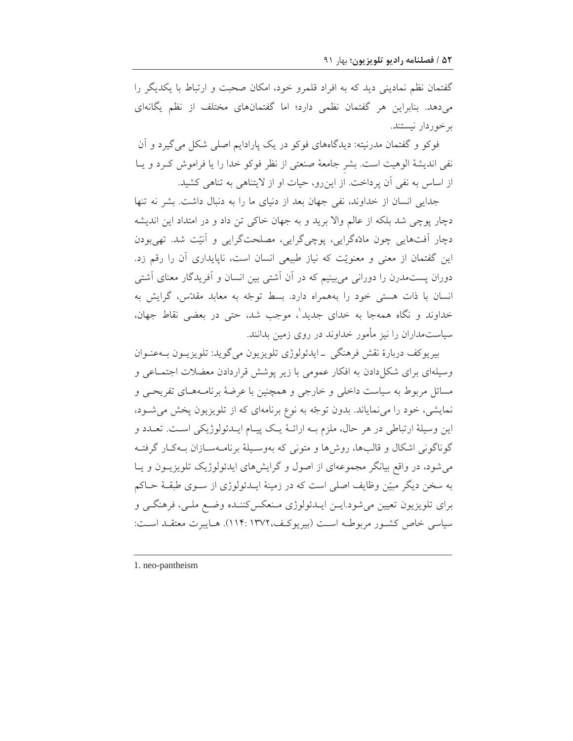گفتمان نظم نمادینی دید که به افراد قلمرو خود، امکان صحبت و ارتباط با یکدیگر را می‌دهد. بنابراین هر گفتمان نظمی دارد؛ اما گفتمان‌های مختلف از نظم یگانه‌ای برخوردار نیستند.

فوکو و گفتمان مدرنیته: دیدگاه‌های فوکو در یک پارادایم اصلی شکل می‌گیرد و آن نفی اندیشهٔ الوهیت است. بشرِ جامعهٔ صنعتی از نظر فوکو خدا را یا فراموش کـرد و یـا از اساس به نفی آن پرداخت. از این‌رو، حیات او از لایتناهی به تناهی کشید.

جدایی انسان از خداوند، نفی جهان بعد از دنیای ما را به دنبال داشت. بشر نه تنها دچار پوچی شد بلکه از عالم والا برید و به جهان خاکی تن داد و در امتداد این اندیشه دچار آفت‌هایی چون مادّه‌گرایی، پوچی‌گرایی، مصلحت‌گرایی و آنیّت شد. تهی‌بودن این گفتمان از معنی و معنویّت که نیاز طبیعی انسان است، ناپایداری آن را رقم زد. دوران پست‌مدرن را دورانی می‌بینیم که در آن آشتی بین انسان و آفریدگار معنای آشتی انسان با ذات هستی خود را به‌همراه دارد. بسط توجّه به معابد مقدّس، گرایش به خداوند و نگاه همه‌جا به خدای جدید[1]، موجب شد، حتی در بعضی نقاط جهان، سیاستمداران را نیز مأمور خداوند در روی زمین بدانند.

بیریوکف دربارهٔ نقش فرهنگی ـ ایدئولوژی تلویزیون می‌گوید: تلویزیـون بـه‌عنـوان وسیله‌ای برای شکل‌دادن به افکار عمومی با زیر پوشش قراردادن معضلات اجتمـاعی و مسائل مربوط به سیاست داخلی و خارجی و همچنین با عرضهٔ برنامـه‌هـای تفریحـی و نمایشی، خود را می‌نمایاند. بدون توجّه به نوع برنامه‌ای که از تلویزیون پخش می‌شـود، این وسیلهٔ ارتباطی در هر حال، ملزم بـه ارائـهٔ یـک پیـام ایـدئولوژیکی اسـت. تعـدد و گوناگونی اشکال و قالب‌ها، روش‌ها و متونی که به‌وسـیلهٔ برنامـه‌سـازان بـه‌کـار گرفتـه می‌شود، در واقع بیانگر مجموعه‌ای از اصول و گرایش‌های ایدئولوژیک تلویزیـون و یـا به سخن دیگر مبیّن وظایف اصلی است که در زمینهٔ ایـدئولوژی از سـوی طبقـهٔ حـاکم برای تلویزیون تعیین می‌شود.ایـن ایـدئولوژی مـنعکس‌کننـده وضـع ملـی، فرهنگـی و سیاسی خاص کشـور مربوطـه اسـت (بیریوکـف،۱۳۷۲ :۱۱۴). هـایبرت معتقـد اسـت:

---

1. neo-pantheism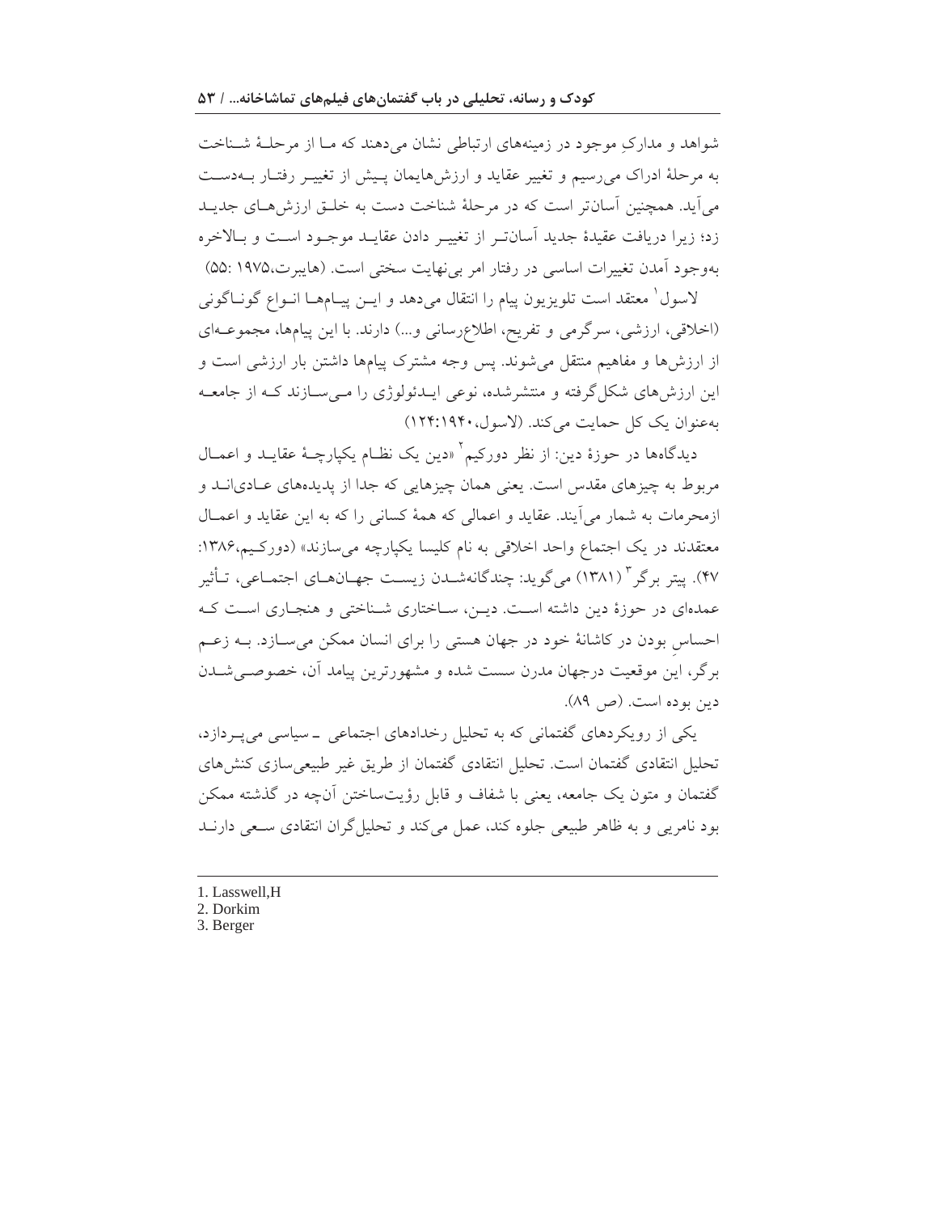شواهد و مدارکِ موجود در زمینه‌های ارتباطی نشان می‌دهند که ما از مرحلهٔ شناخت به مرحلهٔ ادراک می‌رسیم و تغییر عقاید و ارزش‌هایمان پیش از تغییر رفتار به‌دست می‌آید. همچنین آسان‌تر است که در مرحلهٔ شناخت دست به خلق ارزش‌های جدید زد؛ زیرا دریافت عقیدهٔ جدید آسان‌تر از تغییر دادن عقاید موجود است و بالاخره به‌وجود آمدن تغییرات اساسی در رفتار امر بی‌نهایت سختی است. (هایبرت،۱۹۷۵ :۵۵)

لاسول[1] معتقد است تلویزیون پیام را انتقال می‌دهد و این پیام‌ها انواع گوناگونی (اخلاقی، ارزشی، سرگرمی و تفریح، اطلاع‌رسانی و...) دارند. با این پیام‌ها، مجموعه‌ای از ارزش‌ها و مفاهیم منتقل می‌شوند. پس وجه مشترک پیام‌ها داشتن بار ارزشی است و این ارزش‌های شکل‌گرفته و منتشرشده، نوعی ایدئولوژی را می‌سازند که از جامعه به‌عنوان یک کل حمایت می‌کند. (لاسول،۱۹۴۰:۱۲۴)

دیدگاه‌ها در حوزهٔ دین: از نظر دورکیم[2] «دین یک نظام یکپارچهٔ عقاید و اعمال مربوط به چیزهای مقدس است. یعنی همان چیزهایی که جدا از پدیده‌های عادی‌اند و ازمحرمات به شمار می‌آیند. عقاید و اعمالی که همهٔ کسانی را که به این عقاید و اعمال معتقدند در یک اجتماع واحد اخلاقی به نام کلیسا یکپارچه می‌سازند» (دورکیم،۱۳۸۶: ۴۷). پیتر برگر[3] (۱۳۸۱) می‌گوید: چندگانه‌شدن زیست جهان‌های اجتماعی، تأثیر عمده‌ای در حوزهٔ دین داشته است. دین، ساختاری شناختی و هنجاری است که احساسِ بودن در کاشانهٔ خود در جهان هستی را برای انسان ممکن می‌سازد. به زعم برگر، این موقعیت درجهان مدرن سست شده و مشهورترین پیامد آن، خصوصی‌شدن دین بوده است. (ص ۸۹).

یکی از رویکردهای گفتمانی که به تحلیل رخدادهای اجتماعی ـ سیاسی می‌پردازد، تحلیل انتقادی گفتمان است. تحلیل انتقادی گفتمان از طریق غیر طبیعی‌سازی کنش‌های گفتمان و متون یک جامعه، یعنی با شفاف و قابل رؤیت‌ساختن آن‌چه در گذشته ممکن بود نامریی و به ظاهر طبیعی جلوه کند، عمل می‌کند و تحلیل‌گران انتقادی سعی دارند

---

1. Lasswell,H
2. Dorkim
3. Berger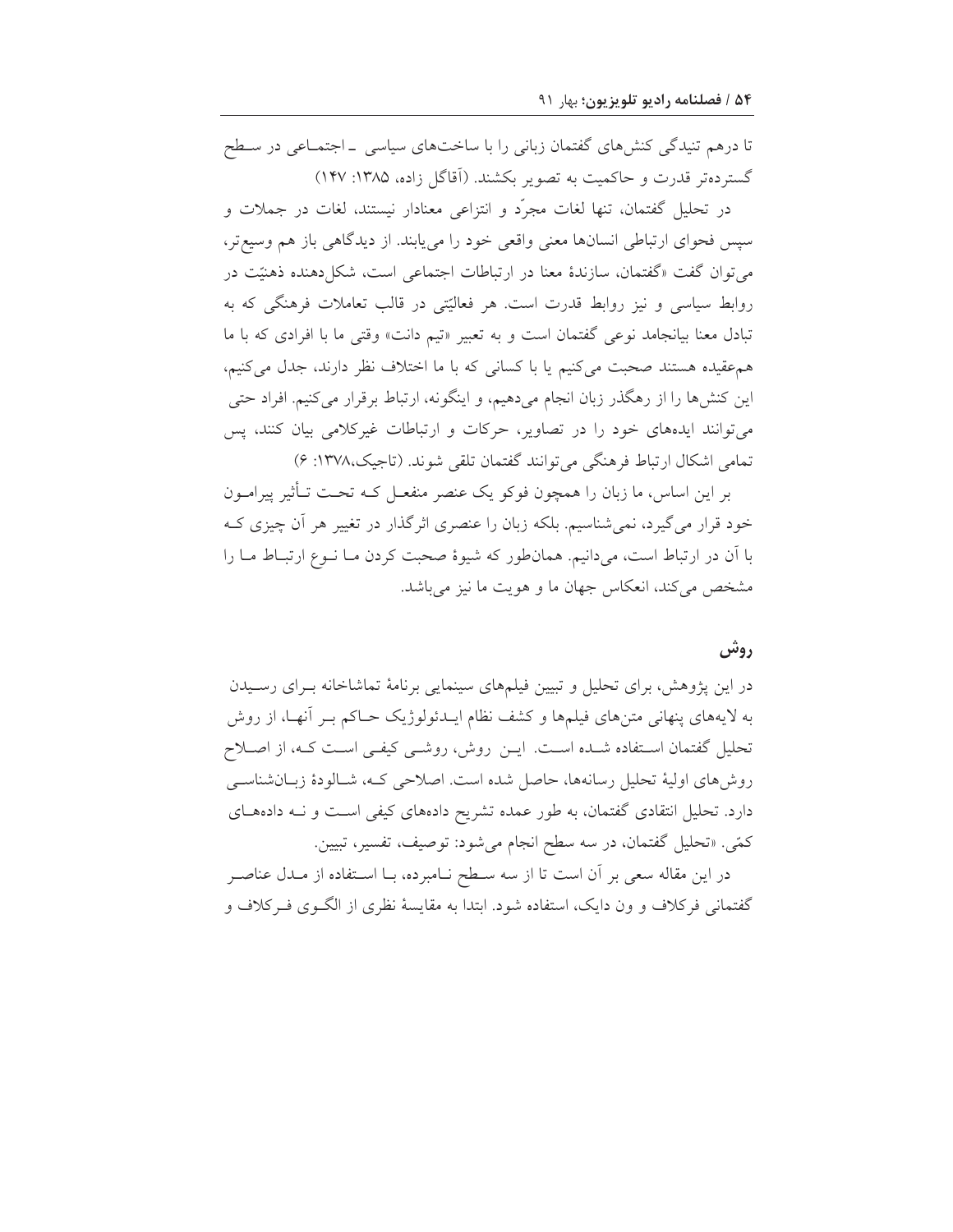تا درهم تنیدگی کنش‌های گفتمان زبانی را با ساخت‌های سیاسی ـ اجتماعی در سطح گسترده‌تر قدرت و حاکمیت به تصویر بکشند. (آقاگل زاده، ۱۳۸۵: ۱۴۷)

در تحلیل گفتمان، تنها لغات مجرّد و انتزاعی معنادار نیستند، لغات در جملات و سپس فحوای ارتباطی انسان‌ها معنی واقعی خود را می‌یابند. از دیدگاهی باز هم وسیع‌تر، می‌توان گفت «گفتمان، سازندهٔ معنا در ارتباطات اجتماعی است، شکل‌دهنده ذهنیّت در روابط سیاسی و نیز روابط قدرت است. هر فعالیّتی در قالب تعاملات فرهنگی که به تبادل معنا بیانجامد نوعی گفتمان است و به تعبیر «تیم دانت» وقتی ما با افرادی که با ما هم‌عقیده هستند صحبت می‌کنیم یا با کسانی که با ما اختلاف نظر دارند، جدل می‌کنیم، این کنش‌ها را از رهگذر زبان انجام می‌دهیم، و اینگونه، ارتباط برقرار می‌کنیم. افراد حتی می‌توانند ایده‌های خود را در تصاویر، حرکات و ارتباطات غیرکلامی بیان کنند، پس تمامی اشکال ارتباط فرهنگی می‌توانند گفتمان تلقی شوند. (تاجیک،۱۳۷۸: ۶)

بر این اساس، ما زبان را همچون فوکو یک عنصر منفعل که تحت تأثیر پیرامون خود قرار می‌گیرد، نمی‌شناسیم. بلکه زبان را عنصری اثرگذار در تغییر هر آن چیزی که با آن در ارتباط است، می‌دانیم. همان‌طور که شیوهٔ صحبت کردن ما نوع ارتباط ما را مشخص می‌کند، انعکاس جهان ما و هویت ما نیز می‌باشد.

## روش

در این پژوهش، برای تحلیل و تبیین فیلمهای سینمایی برنامهٔ تماشاخانه برای رسیدن به لایه‌های پنهانی متن‌های فیلم‌ها و کشف نظام ایدئولوژیک حاکم بر آنها، از روش تحلیل گفتمان استفاده شده است. این روش، روشی کیفی است که، از اصلاح روش‌های اولیهٔ تحلیل رسانه‌ها، حاصل شده است. اصلاحی که، شالودهٔ زبان‌شناسی دارد. تحلیل انتقادی گفتمان، به طور عمده تشریح داده‌های کیفی است و نه داده‌های کمّی. «تحلیل گفتمان، در سه سطح انجام می‌شود: توصیف، تفسیر، تبیین.

در این مقاله سعی بر آن است تا از سه سطح نامبرده، با استفاده از مدل عناصر گفتمانی فرکلاف و ون دایک، استفاده شود. ابتدا به مقایسهٔ نظری از الگوی فرکلاف و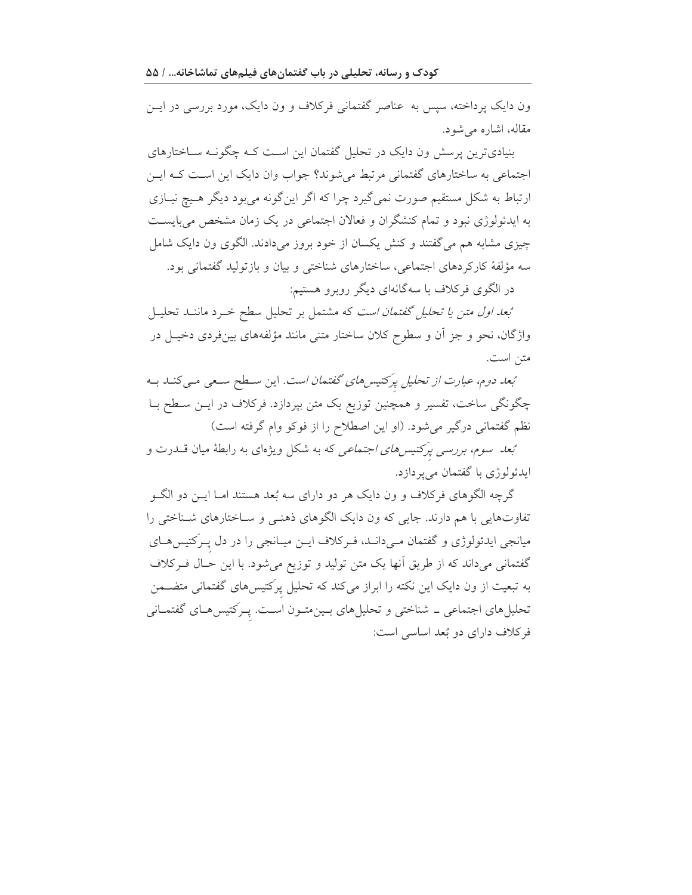ون دایک پرداخته، سپس به عناصر گفتمانی فرکلاف و ون دایک، مورد بررسی در این مقاله، اشاره می‌شود.

بنیادی‌ترین پرسش ون دایک در تحلیل گفتمان این است که چگونه ساختارهای اجتماعی به ساختارهای گفتمانی مرتبط می‌شوند؟ جواب وان دایک این است که این ارتباط به شکل مستقیم صورت نمی‌گیرد چرا که اگر این‌گونه می‌بود دیگر هیچ نیازی به ایدئولوژی نبود و تمام کنشگران و فعالان اجتماعی در یک زمان مشخص می‌بایست چیزی مشابه هم می‌گفتند و کنش یکسان از خود بروز می‌دادند. الگوی ون دایک شامل سه مؤلفهٔ کارکردهای اجتماعی، ساختارهای شناختی و بیان و بازتولید گفتمانی بود.

در الگوی فرکلاف با سه‌گانه‌ای دیگر روبرو هستیم:

*بُعد اول متن یا تحلیل گفتمان است* که مشتمل بر تحلیل سطح خرد مانند تحلیل واژگان، نحو و جز آن و سطوح کلان ساختار متنی مانند مؤلفه‌های بین‌فردی دخیل در متن است.

*بُعد دوم، عبارت از تحلیل پرَکتیس‌های گفتمان است.* این سطح سعی می‌کند به چگونگی ساخت، تفسیر و همچنین توزیع یک متن بپردازد. فرکلاف در این سطح با نظم گفتمانی درگیر می‌شود. (او این اصطلاح را از فوکو وام گرفته است)

*بُعد سوم، بررسی پرَکتیس‌های اجتماعی* که به شکل ویژه‌ای به رابطهٔ میان قدرت و ایدئولوژی با گفتمان می‌پردازد.

گرچه الگوهای فرکلاف و ون دایک هر دو دارای سه بُعد هستند اما این دو الگو تفاوت‌هایی با هم دارند. جایی که ون دایک الگوهای ذهنی و ساختارهای شناختی را میانجی ایدئولوژی و گفتمان می‌داند، فرکلاف این میانجی را در دل پرَکتیس‌های گفتمانی می‌داند که از طریق آنها یک متن تولید و توزیع می‌شود. با این حال فرکلاف به تبعیت از ون دایک این نکته را ابراز می‌کند که تحلیل پرَکتیس‌های گفتمانی متضمن تحلیل‌های اجتماعی ـ شناختی و تحلیل‌های بین‌متون است. پرَکتیس‌های گفتمانی فرکلاف دارای دو بُعد اساسی است: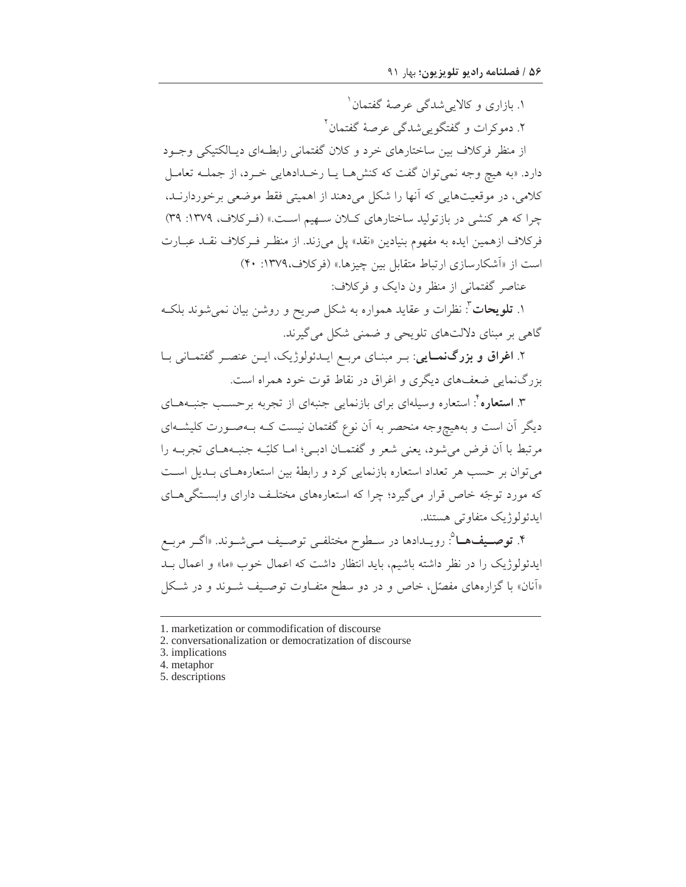۱. بازاری و کالایی‌شدگی عرصهٔ گفتمان[1]

۲. دموکرات و گفتگویی‌شدگی عرصهٔ گفتمان[2]

از منظر فرکلاف بین ساختارهای خرد و کلان گفتمانی رابطه‌ای دیالکتیکی وجود دارد. «به هیچ وجه نمی‌توان گفت که کنش‌ها یا رخدادهایی خرد، از جمله تعامل کلامی، در موقعیت‌هایی که آنها را شکل می‌دهند از اهمیتی فقط موضعی برخوردارند، چرا که هر کنشی در بازتولید ساختارهای کلان سهیم است.» (فرکلاف، ۱۳۷۹: ۳۹) فرکلاف ازهمین ایده به مفهوم بنیادین «نقد» پل می‌زند. از منظر فرکلاف نقد عبارت است از «آشکارسازی ارتباط متقابل بین چیزها.» (فرکلاف،۱۳۷۹: ۴۰)

عناصر گفتمانی از منظر ون دایک و فرکلاف:

۱. **تلویحات**[3]: نظرات و عقاید همواره به شکل صریح و روشن بیان نمی‌شوند بلکه گاهی بر مبنای دلالت‌های تلویحی و ضمنی شکل می‌گیرند.

۲. **اغراق و بزرگ‌نمایی**: بر مبنای مربع ایدئولوژیک، این عنصر گفتمانی با بزرگ‌نمایی ضعف‌های دیگری و اغراق در نقاط قوت خود همراه است.

۳. **استعاره**[4]: استعاره وسیله‌ای برای بازنمایی جنبه‌ای از تجربه برحسب جنبه‌های دیگر آن است و به‌هیچ‌وجه منحصر به آن نوع گفتمان نیست که به‌صورت کلیشه‌ای مرتبط با آن فرض می‌شود، یعنی شعر و گفتمان ادبی؛ اما کلیّه جنبه‌های تجربه را می‌توان بر حسب هر تعداد استعاره بازنمایی کرد و رابطهٔ بین استعاره‌های بدیل است که مورد توجّه خاص قرار می‌گیرد؛ چرا که استعاره‌های مختلف دارای وابستگی‌های ایدئولوژیک متفاوتی هستند.

۴. **توصیف‌ها**[5]: رویدادها در سطوح مختلفی توصیف می‌شوند. «اگر مربع ایدئولوژیک را در نظر داشته باشیم، باید انتظار داشت که اعمال خوب «ما» و اعمال بد «آنان» با گزاره‌های مفصّل، خاص و در دو سطح متفاوت توصیف شوند و در شکل

---

1. marketization or commodification of discourse
2. conversationalization or democratization of discourse
3. implications
4. metaphor
5. descriptions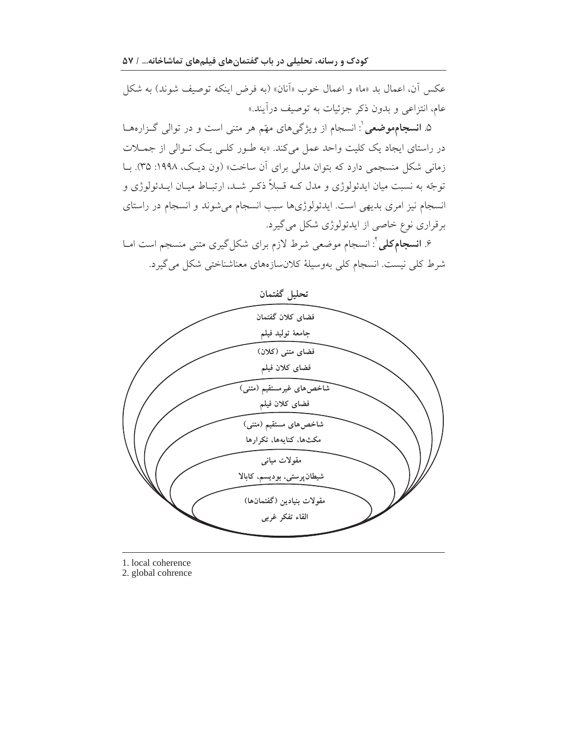عکس آن، اعمال بد «ما» و اعمال خوب «آنان» (به فرض اینکه توصیف شوند) به شکل عام، انتزاعی و بدون ذکر جزئیات به توصیف درآیند.»

۵. **انسجام‌موضعی**[1]: انسجام از ویژگی‌های مهّم هر متنی است و در توالی گـزاره‌هـا در راستای ایجاد یک کلیت واحد عمل می‌کند. «به طـور کلـی یـک تـوالی از جمـلات زمانی شکل منسجمی دارد که بتوان مدلی برای آن ساخت» (ون دیـک، ۱۹۹۸: ۳۵). بـا توجّه به نسبت میان ایدئولوژی و مدل کـه قـبلاً ذکـر شـد، ارتبـاط میـان ایـدئولوژی و انسجام نیز امری بدیهی است. ایدئولوژی‌ها سبب انسجام می‌شوند و انسجام در راستای برقراری نوع خاصی از ایدئولوژی شکل می‌گیرد.

۶. **انسجام‌کلی**[2]: انسجام موضعی شرط لازم برای شکل‌گیری متنی منسجم است امـا شرط کلی نیست. انسجام کلی به‌وسیلهٔ کلان‌سازه‌های معناشناختی شکل می‌گیرد.

**تحلیل گفتمان**

- **فضای کلان گفتمان** — جامعهٔ تولید فیلم
- **فضای متنی (کلان)** — فضای کلان فیلم
- **شاخص‌های غیرمستقیم (متنی)** — فضای کلان فیلم
- **شاخص‌های مستقیم (متنی)** — مکث‌ها، کنایه‌ها، تکرارها
- **مقولات میانی** — شیطان‌پرستی، بودیسم، کابالا
- **مقولات بنیادین (گفتمان‌ها)** — القاء تفکر غربی

---

1. local coherence
2. global cohrence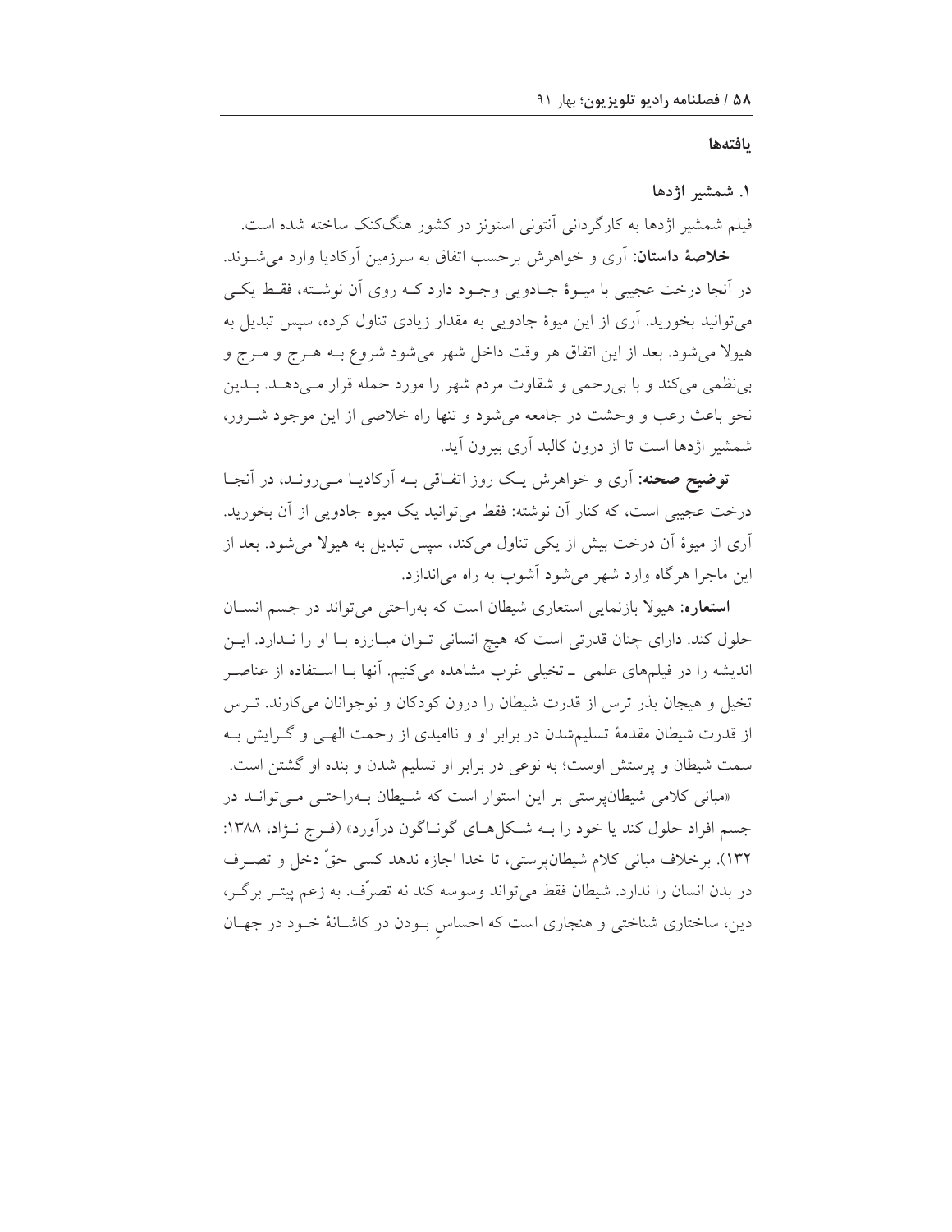## یافته‌ها

### ۱. شمشیر اژدها

فیلم شمشیر اژدها به کارگردانی آنتونی استونز در کشور هنگ‌کنگ ساخته شده است.

**خلاصهٔ داستان:** آری و خواهرش برحسب اتفاق به سرزمین آرکادیا وارد می‌شوند. در آنجا درخت عجیبی با میوهٔ جادویی وجود دارد که روی آن نوشته، فقط یکی می‌توانید بخورید. آری از این میوهٔ جادویی به مقدار زیادی تناول کرده، سپس تبدیل به هیولا می‌شود. بعد از این اتفاق هر وقت داخل شهر می‌شود شروع به هرج و مرج و بی‌نظمی می‌کند و با بی‌رحمی و شقاوت مردم شهر را مورد حمله قرار می‌دهد. بدین نحو باعث رعب و وحشت در جامعه می‌شود و تنها راه خلاصی از این موجود شرور، شمشیر اژدها است تا از درون کالبد آری بیرون آید.

**توضیح صحنه:** آری و خواهرش یک روز اتفاقی به آرکادیا می‌روند، در آنجا درخت عجیبی است، که کنار آن نوشته: فقط می‌توانید یک میوه جادویی از آن بخورید. آری از میوهٔ آن درخت بیش از یکی تناول می‌کند، سپس تبدیل به هیولا می‌شود. بعد از این ماجرا هرگاه وارد شهر می‌شود آشوب به راه می‌اندازد.

**استعاره:** هیولا بازنمایی استعاری شیطان است که به‌راحتی می‌تواند در جسم انسان حلول کند. دارای چنان قدرتی است که هیچ انسانی توان مبارزه با او را ندارد. این اندیشه را در فیلم‌های علمی ـ تخیلی غرب مشاهده می‌کنیم. آنها با استفاده از عناصر تخیل و هیجان بذر ترس از قدرت شیطان را درون کودکان و نوجوانان می‌کارند. ترس از قدرت شیطان مقدمهٔ تسلیم‌شدن در برابر او و ناامیدی از رحمت الهی و گرایش به سمت شیطان و پرستش اوست؛ به نوعی در برابر او تسلیم شدن و بنده او گشتن است.

«مبانی کلامی شیطان‌پرستی بر این استوار است که شیطان به‌راحتی می‌تواند در جسم افراد حلول کند یا خود را به شکل‌های گوناگون درآورد» (فرج نژاد، ۱۳۸۸: ۱۳۲). برخلاف مبانی کلام شیطان‌پرستی، تا خدا اجازه ندهد کسی حقّ دخل و تصرف در بدن انسان را ندارد. شیطان فقط می‌تواند وسوسه کند نه تصرّف. به زعم پیتر برگر، دین، ساختاری شناختی و هنجاری است که احساسِ بودن در کاشانهٔ خود در جهان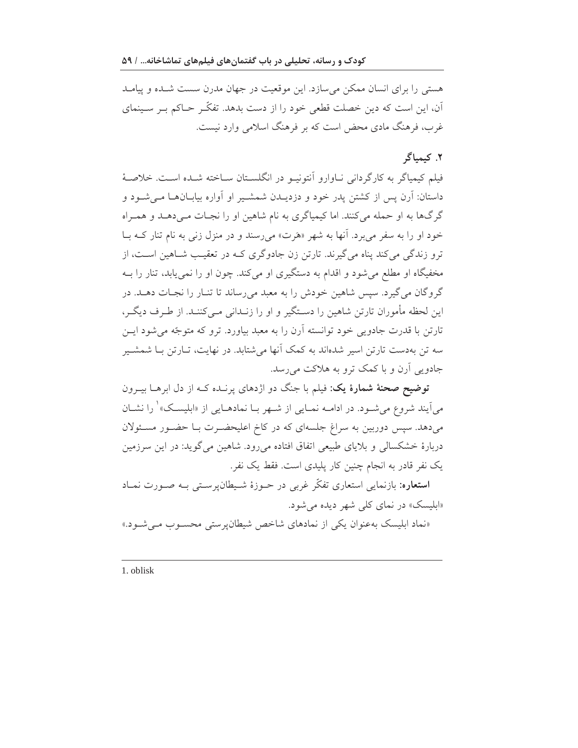هستی را برای انسان ممکن می‌سازد. این موقعیت در جهان مدرن سست شده و پیامد آن، این است که دین خصلت قطعی خود را از دست بدهد. تفکّر حاکم بر سینمای غرب، فرهنگ مادی محض است که بر فرهنگ اسلامی وارد نیست.

## ۲. کیمیاگر

فیلم کیمیاگر به کارگردانی ناوارو آنتونیو در انگلستان ساخته شده است. خلاصهٔ داستان: آرن پس از کشتن پدر خود و دزدیدن شمشیر او آواره بیابان‌ها می‌شود و گرگ‌ها به او حمله می‌کنند. اما کیمیاگری به نام شاهین او را نجات می‌دهد و همراه خود او را به سفر می‌برد. آنها به شهر «هَرت» می‌رسند و در منزل زنی به نام تنار که با ترو زندگی می‌کند پناه می‌گیرند. تارتن زن جادوگری که در تعقیب شاهین است، از مخفیگاه او مطلع می‌شود و اقدام به دستگیری او می‌کند. چون او را نمی‌یابد، تنار را به گروگان می‌گیرد. سپس شاهین خودش را به معبد می‌رساند تا تنار را نجات دهد. در این لحظه مأموران تارتن شاهین را دستگیر و او را زندانی می‌کنند. از طرف دیگر، تارتن با قدرت جادویی خود توانسته آرن را به معبد بیاورد. ترو که متوجّه می‌شود این سه تن به‌دست تارتن اسیر شده‌اند به کمک آنها می‌شتابد. در نهایت، تارتن با شمشیر جادویی آرن و با کمک ترو به هلاکت می‌رسد.

**توضیح صحنهٔ شمارهٔ یک:** فیلم با جنگ دو اژدهای پرنده که از دل ابرها بیرون می‌آیند شروع می‌شود. در ادامه نمایی از شهر با نمادهایی از «ابلیسک»[1] را نشان می‌دهد. سپس دوربین به سراغ جلسه‌ای که در کاخ اعلیحضرت با حضور مسئولان دربارهٔ خشکسالی و بلایای طبیعی اتفاق افتاده می‌رود. شاهین می‌گوید: در این سرزمین یک نفر قادر به انجام چنین کار پلیدی است. فقط یک نفر.

**استعاره:** بازنمایی استعاری تفکّر غربی در حوزهٔ شیطان‌پرستی به صورت نماد «ابلیسک» در نمای کلی شهر دیده می‌شود.

«نماد ابلیسک به‌عنوان یکی از نمادهای شاخص شیطان‌پرستی محسوب می‌شود.»

---

1. oblisk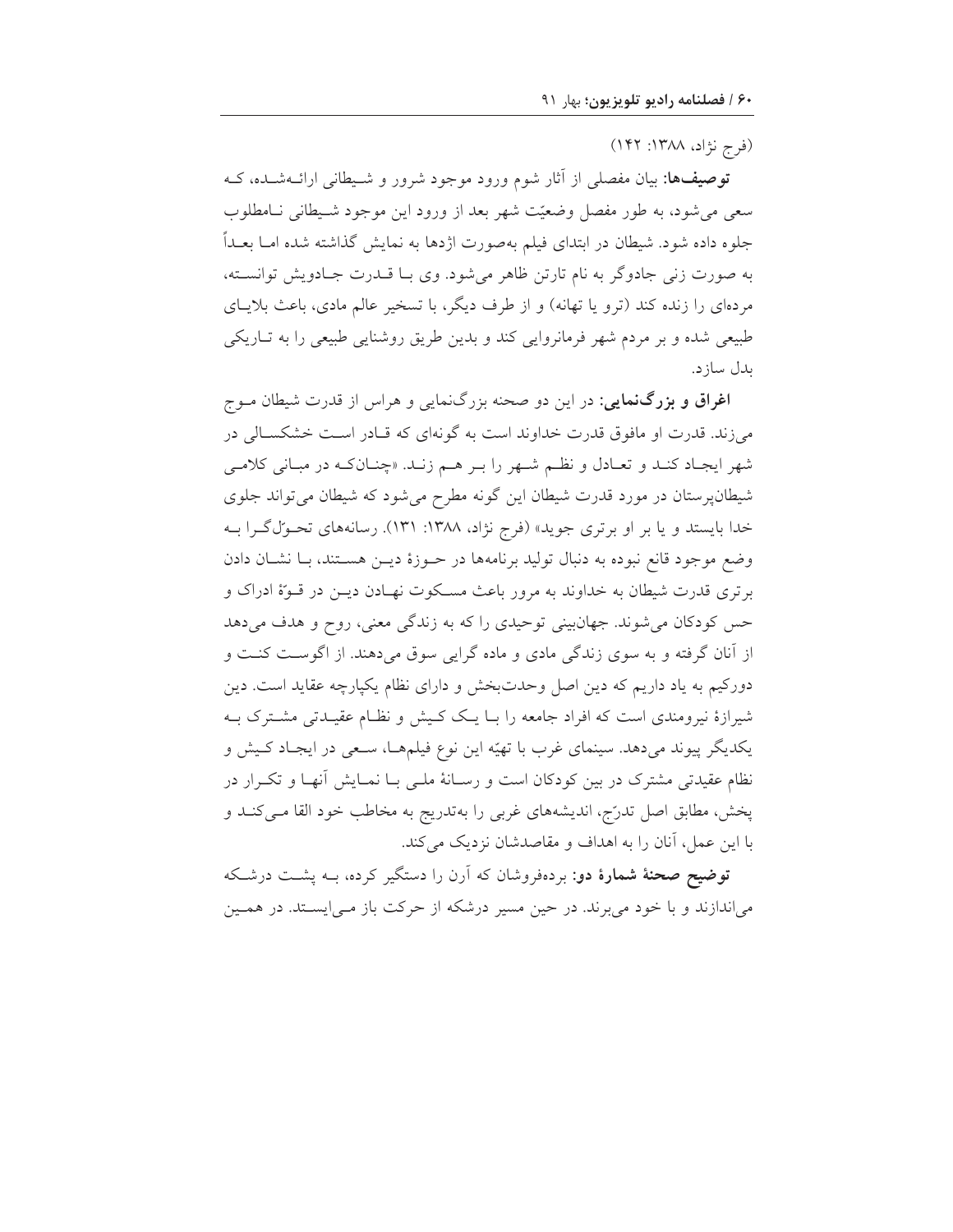(فرج نژاد، ۱۳۸۸: ۱۴۲)

**توصیف‌ها:** بیان مفصلی از آثار شوم ورود موجود شرور و شیطانی ارائه‌شده، که سعی می‌شود، به طور مفصل وضعیّت شهر بعد از ورود این موجود شیطانی نامطلوب جلوه داده شود. شیطان در ابتدای فیلم به‌صورت اژدها به نمایش گذاشته شده اما بعداً به صورت زنی جادوگر به نام تارتن ظاهر می‌شود. وی با قدرت جادویش توانسته، مرده‌ای را زنده کند (ترو یا تهانه) و از طرف دیگر، با تسخیر عالم مادی، باعث بلایای طبیعی شده و بر مردم شهر فرمانروایی کند و بدین طریق روشنایی طبیعی را به تاریکی بدل سازد.

**اغراق و بزرگ‌نمایی:** در این دو صحنه بزرگ‌نمایی و هراس از قدرت شیطان موج می‌زند. قدرت او مافوق قدرت خداوند است به گونه‌ای که قادر است خشکسالی در شهر ایجاد کند و تعادل و نظم شهر را بر هم زند. «چنان‌که در مبانی کلامی شیطان‌پرستان در مورد قدرت شیطان این گونه مطرح می‌شود که شیطان می‌تواند جلوی خدا بایستد و یا بر او برتری جوید» (فرج نژاد، ۱۳۸۸: ۱۳۱). رسانه‌های تحول‌گرا به وضع موجود قانع نبوده به دنبال تولید برنامه‌ها در حوزهٔ دین هستند، با نشان دادن برتری قدرت شیطان به خداوند به مرور باعث مسکوت نهادن دین در قوّهٔ ادراک و حس کودکان می‌شوند. جهان‌بینی توحیدی را که به زندگی معنی، روح و هدف می‌دهد از آنان گرفته و به سوی زندگی مادی و ماده گرایی سوق می‌دهند. از اگوست کنت و دورکیم به یاد داریم که دین اصل وحدت‌بخش و دارای نظام یکپارچه عقاید است. دین شیرازهٔ نیرومندی است که افراد جامعه را با یک کیش و نظام عقیدتی مشترک به یکدیگر پیوند می‌دهد. سینمای غرب با تهیّه این نوع فیلم‌ها، سعی در ایجاد کیش و نظام عقیدتی مشترک در بین کودکان است و رسانهٔ ملی با نمایش آنها و تکرار در پخش، مطابق اصل تدرّج، اندیشه‌های غربی را به‌تدریج به مخاطب خود القا می‌کند و با این عمل، آنان را به اهداف و مقاصدشان نزدیک می‌کند.

**توضیح صحنهٔ شمارهٔ دو:** برده‌فروشان که آرن را دستگیر کرده، به پشت درشکه می‌اندازند و با خود می‌برند. در حین مسیر درشکه از حرکت باز می‌ایستد. در همین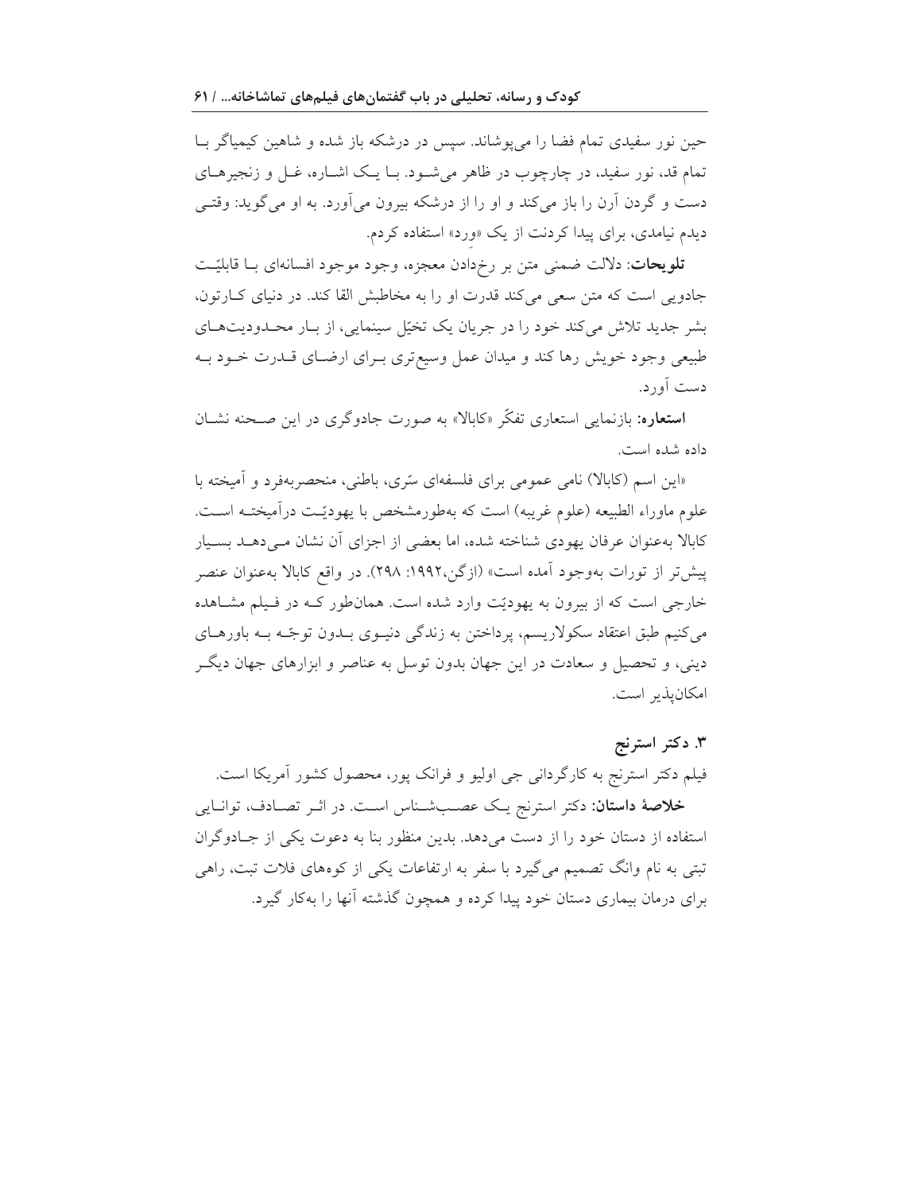حین نور سفیدی تمام فضا را می‌پوشاند. سپس در درشکه باز شده و شاهین کیمیاگر با تمام قد، نور سفید، در چارچوب در ظاهر می‌شود. با یک اشاره، غل و زنجیرهای دست و گردن آرن را باز می‌کند و او را از درشکه بیرون می‌آورد. به او می‌گوید: وقتی دیدم نیامدی، برای پیدا کردنت از یک «وِرد» استفاده کردم.

**تلویحات**: دلالت ضمنی متن بر رخ‌دادن معجزه، وجود موجود افسانه‌ای با قابلیّت جادویی است که متن سعی می‌کند قدرت او را به مخاطبش القا کند. در دنیای کارتون، بشر جدید تلاش می‌کند خود را در جریان یک تخیّل سینمایی، از بار محدودیت‌های طبیعی وجود خویش رها کند و میدان عمل وسیع‌تری برای ارضای قدرت خود به دست آورد.

**استعاره**: بازنمایی استعاری تفکّر «کابالا» به صورت جادوگری در این صحنه نشان داده شده است.

«این اسم (کابالا) نامی عمومی برای فلسفه‌ای سرّی، باطنی، منحصربه‌فرد و آمیخته با علوم ماوراء الطبیعه (علوم غریبه) است که به‌طورمشخص با یهودیّت درآمیخته است. کابالا به‌عنوان عرفان یهودی شناخته شده، اما بعضی از اجزای آن نشان می‌دهد بسیار پیش‌تر از تورات به‌وجود آمده است» (ازگن،۱۹۹۲: ۲۹۸). در واقع کابالا به‌عنوان عنصر خارجی است که از بیرون به یهودیّت وارد شده است. همان‌طور که در فیلم مشاهده می‌کنیم طبق اعتقاد سکولاریسم، پرداختن به زندگی دنیوی بدون توجّه به باورهای دینی، و تحصیل و سعادت در این جهان بدون توسل به عناصر و ابزارهای جهان دیگر امکان‌پذیر است.

### ۳. دکتر استرنج

فیلم دکتر استرنج به کارگردانی جی اولیو و فرانک پور، محصول کشور آمریکا است.

**خلاصهٔ داستان**: دکتر استرنج یک عصب‌شناس است. در اثر تصادف، توانایی استفاده از دستان خود را از دست می‌دهد. بدین منظور بنا به دعوت یکی از جادوگران تبتی به نام وانگ تصمیم می‌گیرد با سفر به ارتفاعات یکی از کوه‌های فلات تبت، راهی برای درمان بیماری دستان خود پیدا کرده و همچون گذشته آنها را به‌کار گیرد.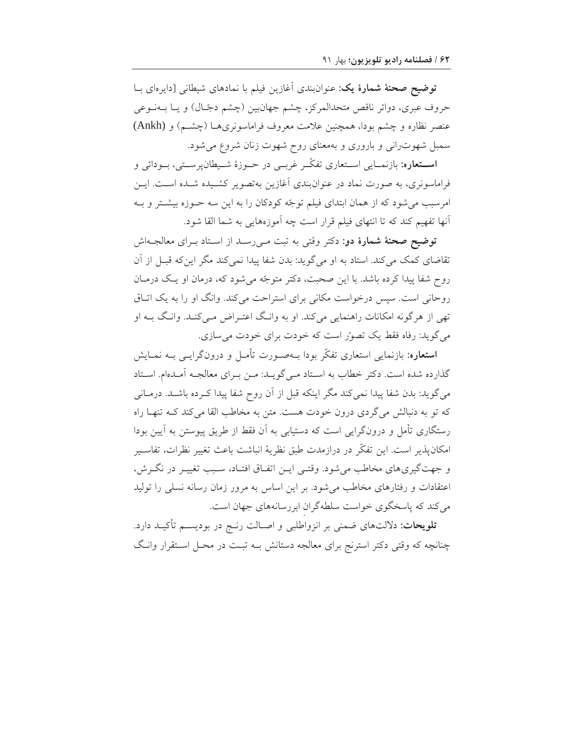**توضیح صحنهٔ شمارهٔ یک:** عنوان‌بندی آغازین فیلم با نمادهای شیطانی [دایره‌ای با حروف عبری، دوائر ناقص متحدالمرکز، چشم جهان‌بین (چشم دجّال) و یا به‌نوعی عنصر نظاره و چشم بودا، همچنین علامت معروف فراماسونری‌ها (چشم) و (Ankh) سمبل شهوت‌رانی و باروری و به‌معنای روح شهوت زنان شروع می‌شود.

**استعاره:** بازنمایی استعاری تفکّر غربی در حوزهٔ شیطان‌پرستی، بودائی و فراماسونری، به صورت نماد در عنوان‌بندی آغازین به‌تصویر کشیده شده است. این امرسبب می‌شود که از همان ابتدای فیلم توجّه کودکان را به این سه حوزه بیشتر و به آنها تفهیم کند که تا انتهای فیلم قرار است چه آموزه‌هایی به شما القا شود.

**توضیح صحنهٔ شمارهٔ دو:** دکتر وقتی به تبت می‌رسد از استاد برای معالجه‌اش تقاضای کمک می‌کند. استاد به او می‌گوید: بدن شفا پیدا نمی‌کند مگر این‌که قبل از آن روح شفا پیدا کرده باشد. با این صحبت، دکتر متوجّه می‌شود که، درمان او یک درمان روحانی است. سپس درخواست مکانی برای استراحت می‌کند. وانگ او را به یک اتاق تهی از هرگونه امکانات راهنمایی می‌کند. او به وانگ اعتراض می‌کند. وانگ به او می‌گوید: رفاه فقط یک تصوّر است که خودت برای خودت می‌سازی.

**استعاره:** بازنمایی استعاری تفکّر بودا به‌صورت تأمل و درون‌گرایی به نمایش گذارده شده است. دکتر خطاب به استاد می‌گوید: من برای معالجه آمده‌ام. استاد می‌گوید: بدن شفا پیدا نمی‌کند مگر اینکه قبل از آن روح شفا پیدا کرده باشد. درمانی که تو به دنبالش می‌گردی درون خودت هست. متن به مخاطب القا می‌کند که تنها راه رستگاری تأمل و درون‌گرایی است که دستیابی به آن فقط از طریق پیوستن به آیین بودا امکان‌پذیر است. این تفکّر در درازمدت طبق نظریهٔ انباشت باعث تغییر نظرات، تفاسیر و جهت‌گیری‌های مخاطب می‌شود. وقتی این اتفاق افتاد، سبب تغییر در نگرش، اعتقادات و رفتارهای مخاطب می‌شود. بر این اساس به مرور زمان رسانه نسلی را تولید می‌کند که پاسخگوی خواست سلطه‌گرانِ ابررسانه‌های جهان است.

**تلویحات:** دلالت‌های ضمنی بر انزواطلبی و اصالت رنج در بودیسم تأکید دارد. چنانچه که وقتی دکتر استرنج برای معالجه دستانش به تبت در محل استقرار وانگ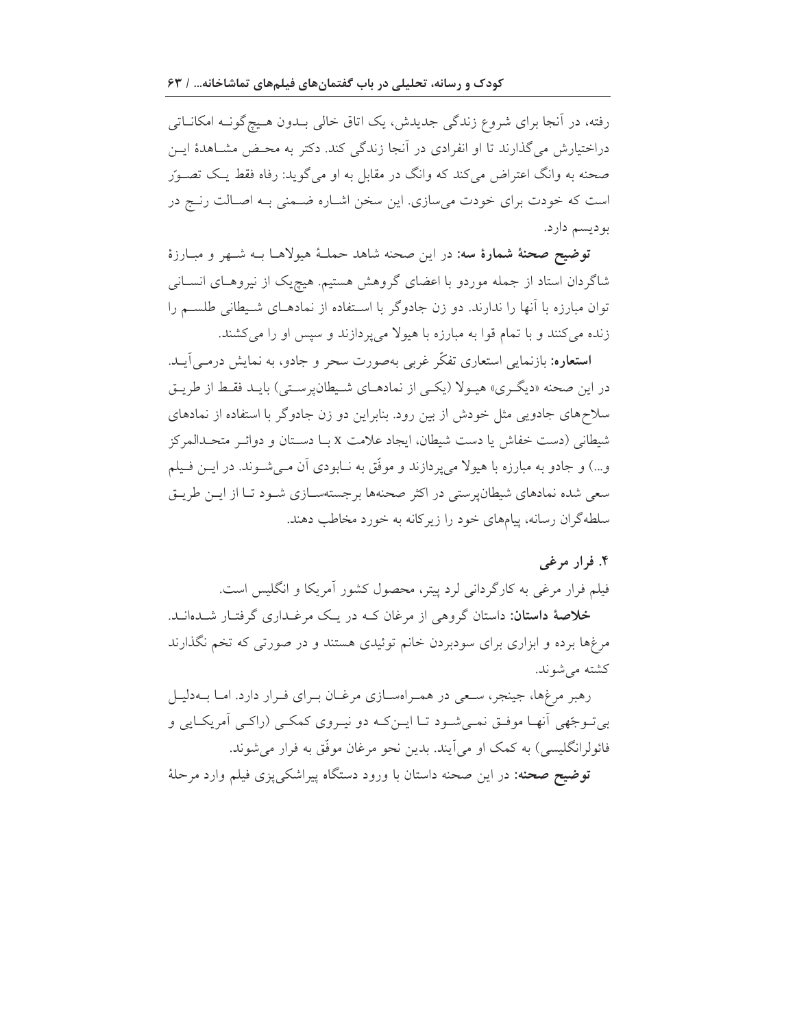رفته، در آنجا برای شروع زندگی جدیدش، یک اتاق خالی بـدون هـیچ‌گونـه امکانـاتی دراختیارش می‌گذارند تا او انفرادی در آنجا زندگی کند. دکتر به محـض مشـاهدهٔ ایـن صحنه به وانگ اعتراض می‌کند که وانگ در مقابل به او می‌گوید: رفاه فقط یـک تصـوّر است که خودت برای خودت می‌سازی. این سخن اشـاره ضـمنی بـه اصـالت رنـج در بودیسم دارد.

**توضیح صحنهٔ شمارهٔ سه:** در این صحنه شاهد حملـهٔ هیولاهـا بـه شـهر و مبـارزهٔ شاگردان استاد از جمله موردو با اعضای گروهش هستیم. هیچ‌یک از نیروهـای انسـانی توان مبارزه با آنها را ندارند. دو زن جادوگر با اسـتفاده از نمادهـای شـیطانی طلسـم را زنده می‌کنند و با تمام قوا به مبارزه با هیولا می‌پردازند و سپس او را می‌کشند.

**استعاره:** بازنمایی استعاری تفکّر غربی به‌صورت سحر و جادو، به نمایش درمـی‌آیـد. در این صحنه «دیگـری» هیـولا (یکـی از نمادهـای شـیطان‌پرسـتی) بایـد فقـط از طریـق سلاح‌های جادویی مثل خودش از بین رود. بنابراین دو زن جادوگر با استفاده از نمادهای شیطانی (دست خفاش یا دست شیطان، ایجاد علامت x بـا دسـتان و دوائـر متحـدالمرکز و...) و جادو به مبارزه با هیولا می‌پردازند و موفّق به نـابودی آن مـی‌شـوند. در ایـن فـیلم سعی شده نمادهای شیطان‌پرستی در اکثر صحنه‌ها برجسته‌سـازی شـود تـا از ایـن طریـق سلطه‌گران رسانه، پیام‌های خود را زیرکانه به خورد مخاطب دهند.

### ۴. فرار مرغی

فیلم فرار مرغی به کارگردانی لرد پیتر، محصول کشور آمریکا و انگلیس است.

**خلاصهٔ داستان:** داستان گروهی از مرغان کـه در یـک مرغـداری گرفتـار شـده‌انـد. مرغ‌ها برده و ابزاری برای سودبردن خانم توئیدی هستند و در صورتی که تخم نگذارند کشته می‌شوند.

رهبر مرغ‌ها، جینجر، سـعی در همـراه‌سـازی مرغـان بـرای فـرار دارد. امـا بـه‌دلیـل بی‌تـوجّهی آنهـا موفـق نمـی‌شـود تـا ایـن‌کـه دو نیـروی کمکـی (راکـی آمریکـایی و فائولرانگلیسی) به کمک او می‌آیند. بدین نحو مرغان موفّق به فرار می‌شوند.

**توضیح صحنه:** در این صحنه داستان با ورود دستگاه پیراشکی‌پزی فیلم وارد مرحلهٔ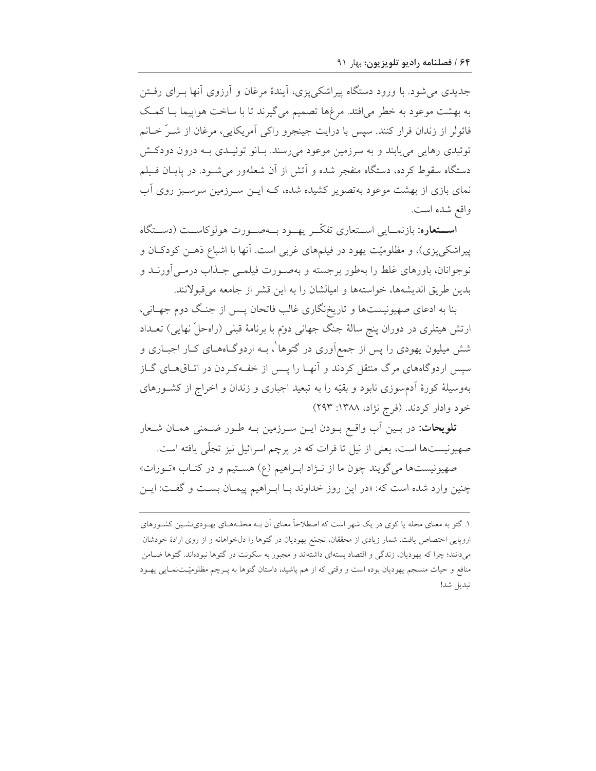جدیدی می‌شود. با ورود دستگاه پیراشکی‌پزی، آیندهٔ مرغان و آرزوی آنها بـرای رفـتن به بهشت موعود به خطر می‌افتد. مرغ‌ها تصمیم می‌گیرند تا با ساخت هواپیما بـا کمـک فائولر از زندان فرار کنند. سپس با درایت جینجرو راکی آمریکایی، مرغان از شـرّ خـانم توئیدی رهایی می‌یابند و به سرزمین موعود می‌رسند. بـانو توئیـدی بـه درون دودکـش دستگاه سقوط کرده، دستگاه منفجر شده و آتش از آن شعله‌ور می‌شـود. در پایـان فـیلم نمای بازی از بهشت موعود به‌تصویر کشیده شده، کـه ایـن سـرزمین سرسـبز روی آب واقع شده است.

**اسـتعاره:** بازنمـایی اسـتعاری تفکّـر یهـود بـه‌صـورت هولوکاسـت (دسـتگاه پیراشکی‌پزی)، و مظلومیّت یهود در فیلم‌های غربی است. آنها با اشباع ذهـن کودکـان و نوجوانان، باورهای غلط را به‌طور برجسته و به‌صـورت فیلمـی جـذاب درمـی‌آورنـد و بدین طریق اندیشه‌ها، خواسته‌ها و امیالشان را به این قشر از جامعه می‌قبولانند.

بنا به ادعای صهیونیست‌ها و تاریخ‌نگاری غالب فاتحان پـس از جنـگ دوم جهـانی، ارتش هیتلری در دوران پنج سالهٔ جنگ جهانی دوّم با برنامهٔ قبلی (راه‌حلّ نهایی) تعـداد شش میلیون یهودی را پس از جمع‌آوری در گتوها[1]، بـه اردوگـاه‌هـای کـار اجبـاری و سپس اردوگاه‌های مرگ منتقل کردند و آنهـا را پـس از خفـه‌کـردن در اتـاق‌هـای گـاز به‌وسیلهٔ کورهٔ آدم‌سوزی نابود و بقیّه را به تبعید اجباری و زندان و اخراج از کشـورهای خود وادار کردند. (فرج نژاد، ۱۳۸۸: ۲۹۳)

**تلویحات:** در بـین آب واقـع بـودن ایـن سـرزمین بـه طـور ضـمنی همـان شـعار صهیونیست‌ها است، یعنی از نیل تا فرات که در پرچم اسرائیل نیز تجلّی یافته است.

صهیونیست‌ها می‌گویند چون ما از نـژاد ابـراهیم (ع) هسـتیم و در کتـاب «تـورات» چنین وارد شده است که: «در این روز خداوند بـا ابـراهیم پیمـان بسـت و گفـت: ایـن

---

۱. گتو به معنای محله یا کوی در یک شهر است که اصطلاحاً معنای آن بـه محلـه‌هـای یهـودی‌نشـین کشـورهای اروپایی اختصاص یافت. شمار زیادی از محققان، تجمّع یهودیان در گتوها را دلخواهانه و از روی ارادهٔ خودشان می‌دانند؛ چرا که یهودیان، زندگی و اقتصاد بسته‌ای داشته‌اند و مجبور به سکونت در گتوها نبوده‌اند. گتوها ضـامن منافع و حیات منسجم یهودیان بوده است و وقتی که از هم پاشید، داستان گتوها به پـرچم مظلومیّـت‌نمـایی یهـود تبدیل شد!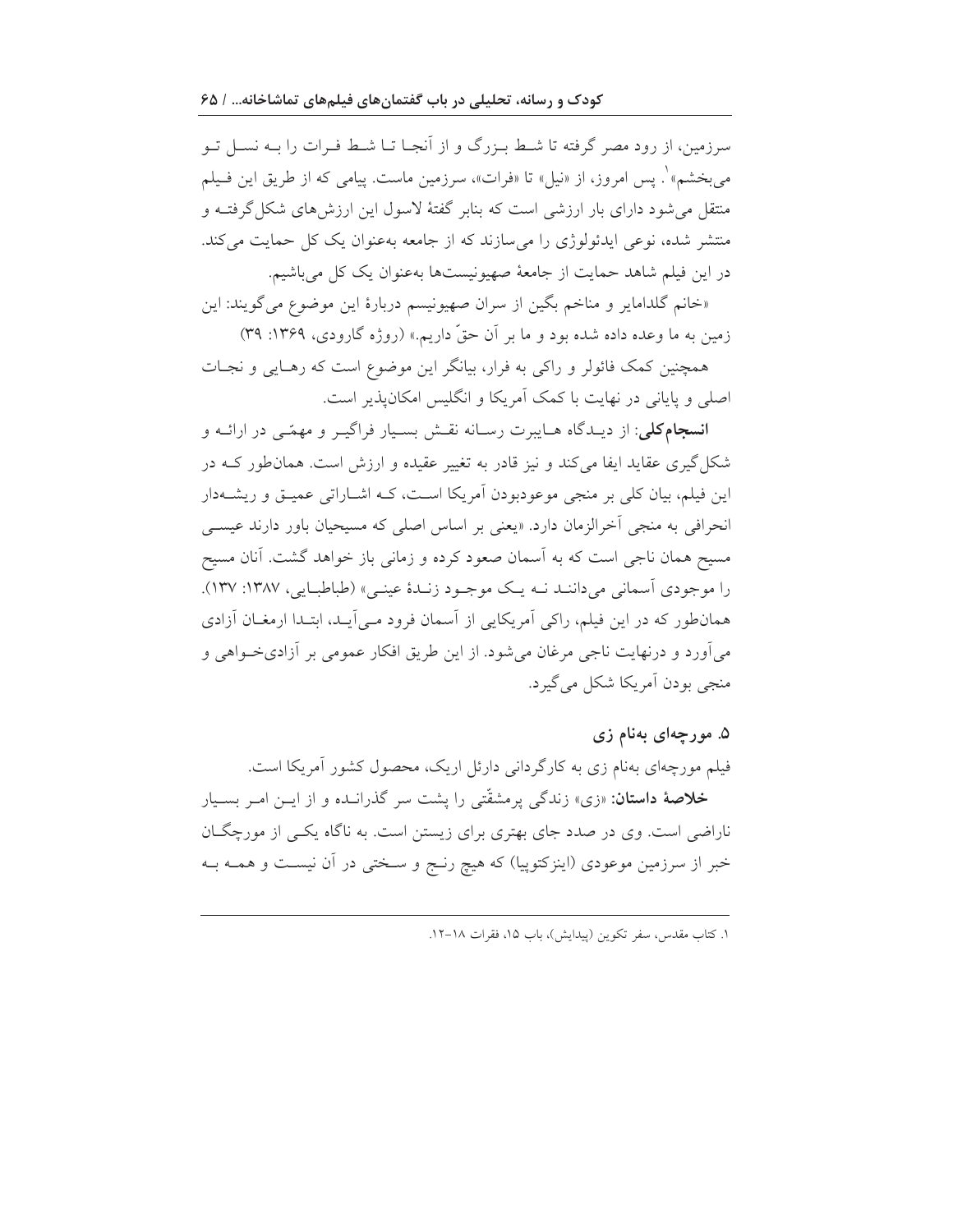سرزمین، از رود مصر گرفته تا شط بزرگ و از آنجا تا شط فرات را به نسل تو می‌بخشم»[1]. پس امروز، از «نیل» تا «فرات»، سرزمین ماست. پیامی که از طریق این فیلم منتقل می‌شود دارای بار ارزشی است که بنابر گفتهٔ لاسول این ارزش‌های شکل‌گرفته و منتشر شده، نوعی ایدئولوژی را می‌سازند که از جامعه به‌عنوان یک کل حمایت می‌کند. در این فیلم شاهد حمایت از جامعهٔ صهیونیست‌ها به‌عنوان یک کل می‌باشیم.

«خانم گلدامایر و مناخم بگین از سران صهیونیسم دربارهٔ این موضوع می‌گویند: این زمین به ما وعده داده شده بود و ما بر آن حقّ داریم.» (روژه گارودی، ۱۳۶۹: ۳۹)

همچنین کمک فائولر و راکی به فرار، بیانگر این موضوع است که رهایی و نجات اصلی و پایانی در نهایت با کمک آمریکا و انگلیس امکان‌پذیر است.

**انسجام‌کلی:** از دیدگاه هایبرت رسانه نقش بسیار فراگیر و مهمّی در ارائه و شکل‌گیری عقاید ایفا می‌کند و نیز قادر به تغییر عقیده و ارزش است. همان‌طور که در این فیلم، بیان کلی بر منجی موعودبودن آمریکا است، که اشاراتی عمیق و ریشه‌دار انحرافی به منجی آخرالزمان دارد. «یعنی بر اساس اصلی که مسیحیان باور دارند عیسی مسیح همان ناجی است که به آسمان صعود کرده و زمانی باز خواهد گشت. آنان مسیح را موجودی آسمانی می‌دانند نه یک موجود زندهٔ عینی» (طباطبایی، ۱۳۸۷: ۱۳۷). همان‌طور که در این فیلم، راکی آمریکایی از آسمان فرود می‌آید، ابتدا ارمغان آزادی می‌آورد و درنهایت ناجی مرغان می‌شود. از این طریق افکار عمومی بر آزادی‌خواهی و منجی بودن آمریکا شکل می‌گیرد.

### ۵. مورچه‌ای به‌نام زی

فیلم مورچه‌ای به‌نام زی به کارگردانی دارئل اریک، محصول کشور آمریکا است.

**خلاصهٔ داستان:** «زی» زندگی پرمشقّتی را پشت سر گذرانده و از این امر بسیار ناراضی است. وی در صدد جای بهتری برای زیستن است. به ناگاه یکی از مورچگان خبر از سرزمین موعودی (اینزکتوپیا) که هیچ رنج و سختی در آن نیست و همه به

---

[1] کتاب مقدس، سفر تکوین (پیدایش)، باب ۱۵، فقرات ۱۸-۱۲.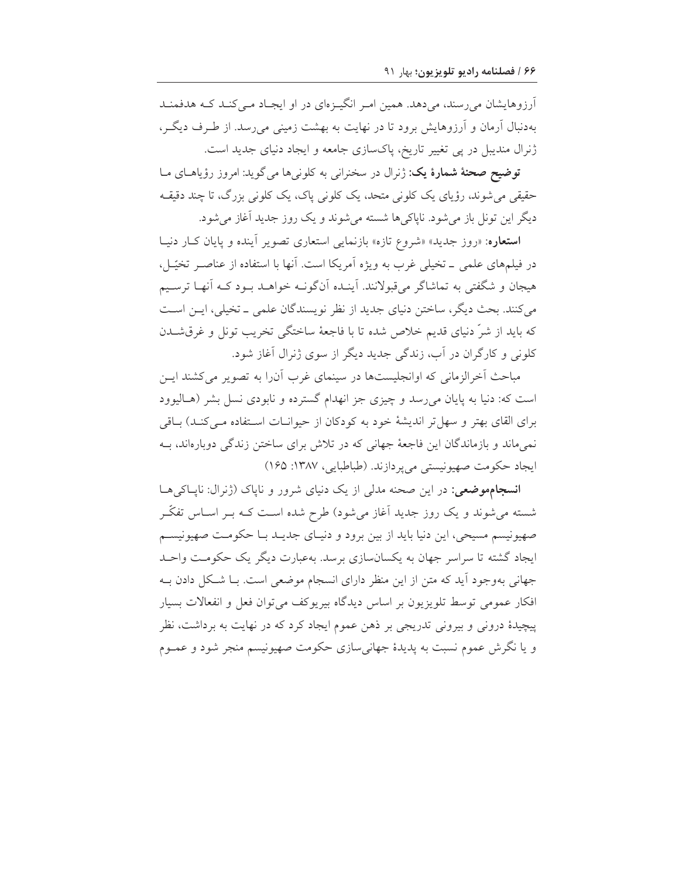آرزوهایشان می‌رسند، می‌دهد. همین امر انگیزه‌ای در او ایجاد می‌کند که هدفمند به‌دنبال آرمان و آرزوهایش برود تا در نهایت به بهشت زمینی می‌رسد. از طرف دیگر، ژنرال مندیبل در پی تغییر تاریخ، پاک‌سازی جامعه و ایجاد دنیای جدید است.

**توضیح صحنهٔ شمارهٔ یک:** ژنرال در سخنرانی به کلونی‌ها می‌گوید: امروز رؤیاهای ما حقیقی می‌شوند، رؤیای یک کلونی متحد، یک کلونی پاک، یک کلونی بزرگ، تا چند دقیقه دیگر این تونل باز می‌شود. ناپاکی‌ها شسته می‌شوند و یک روز جدید آغاز می‌شود.

**استعاره:** «روز جدید» «شروع تازه» بازنمایی استعاری تصویر آینده و پایان کار دنیا در فیلم‌های علمی ـ تخیلی غرب به ویژه آمریکا است. آنها با استفاده از عناصر تخیّل، هیجان و شگفتی به تماشاگر می‌قبولانند. آینده آن‌گونه خواهد بود که آنها ترسیم می‌کنند. بحث دیگر، ساختن دنیای جدید از نظر نویسندگان علمی ـ تخیلی، این است که باید از شرّ دنیای قدیم خلاص شده تا با فاجعهٔ ساختگی تخریب تونل و غرق‌شدن کلونی و کارگران در آب، زندگی جدید دیگر از سوی ژنرال آغاز شود.

مباحث آخرالزمانی که اوانجلیست‌ها در سینمای غرب آن‌را به تصویر می‌کشند این است که: دنیا به پایان می‌رسد و چیزی جز انهدام گسترده و نابودی نسل بشر (هالیوود برای القای بهتر و سهل‌تر اندیشهٔ خود به کودکان از حیوانات استفاده می‌کند) باقی نمی‌ماند و بازماندگان این فاجعهٔ جهانی که در تلاش برای ساختن زندگی دوباره‌اند، به ایجاد حکومت صهیونیستی می‌پردازند. (طباطبایی، ۱۳۸۷: ۱۶۵)

**انسجام‌موضعی:** در این صحنه مدلی از یک دنیای شرور و ناپاک (ژنرال: ناپاکی‌ها شسته می‌شوند و یک روز جدید آغاز می‌شود) طرح شده است که بر اساس تفکّر صهیونیسم مسیحی، این دنیا باید از بین برود و دنیای جدید با حکومت صهیونیسم ایجاد گشته تا سراسر جهان به یکسان‌سازی برسد. به‌عبارت دیگر یک حکومت واحد جهانی به‌وجود آید که متن از این منظر دارای انسجام موضعی است. با شکل دادن به افکار عمومی توسط تلویزیون بر اساس دیدگاه بیریوکف می‌توان فعل و انفعالات بسیار پیچیدهٔ درونی و بیرونی تدریجی بر ذهن عموم ایجاد کرد که در نهایت به برداشت، نظر و یا نگرش عموم نسبت به پدیدهٔ جهانی‌سازی حکومت صهیونیسم منجر شود و عموم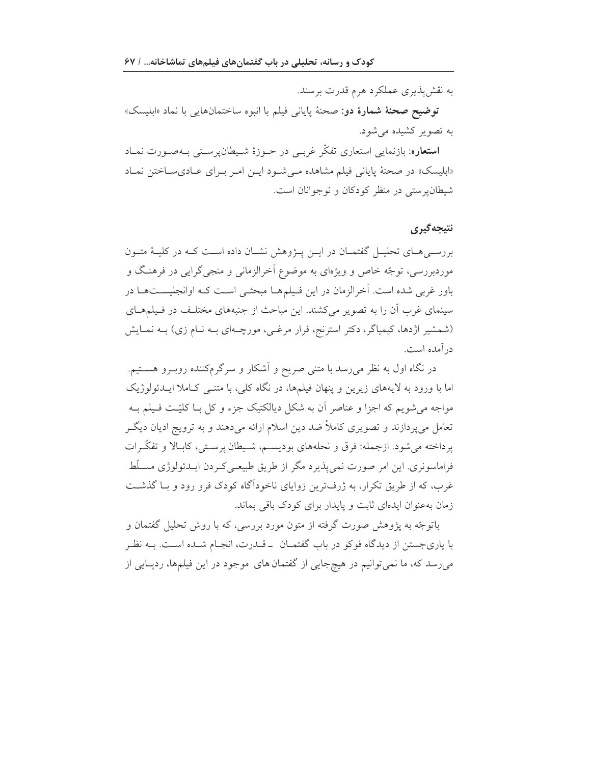به نقش‌پذیری عملکرد هرم قدرت برسند.

**توضیح صحنهٔ شمارهٔ دو:** صحنهٔ پایانی فیلم با انبوه ساختمان‌هایی با نماد «ابلیسک» به تصویر کشیده می‌شود.

**استعاره**: بازنمایی استعاری تفکّر غربی در حوزهٔ شیطان‌پرستی به‌صورت نماد «ابلیسک» در صحنهٔ پایانی فیلم مشاهده می‌شود این امر برای عادی‌ساختن نماد شیطان‌پرستی در منظر کودکان و نوجوانان است.

## نتیجه‌گیری

بررسی‌های تحلیل گفتمان در این پژوهش نشان داده است که در کلیهٔ متون موردبررسی، توجّه خاص و ویژه‌ای به موضوع آخرالزمانی و منجی‌گرایی در فرهنگ و باور غربی شده است. آخرالزمان در این فیلم‌ها مبحثی است که اوانجلیست‌ها در سینمای غرب آن را به تصویر می‌کشند. این مباحث از جنبه‌های مختلف در فیلم‌های (شمشیر اژدها، کیمیاگر، دکتر استرنج، فرار مرغی، مورچه‌ای به نام زی) به نمایش درآمده است.

در نگاه اول به نظر می‌رسد با متنی صریح و آشکار و سرگرم‌کننده روبرو هستیم. اما با ورود به لایه‌های زیرین و پنهان فیلم‌ها، در نگاه کلی، با متنی کاملا ایدئولوژیک مواجه می‌شویم که اجزا و عناصر آن به شکل دیالکتیک جزء و کل با کلیّت فیلم به تعامل می‌پردازند و تصویری کاملاً ضد دین اسلام ارائه می‌دهند و به ترویج ادیان دیگر پرداخته می‌شود. ازجمله: فرق و نحله‌های بودیسم، شیطان پرستی، کابالا و تفکّرات فراماسونری. این امر صورت نمی‌پذیرد مگر از طریق طبیعی‌کردن ایدئولوژی مسلّط غرب، که از طریق تکرار، به ژرف‌ترین زوایای ناخودآگاه کودک فرو رود و با گذشت زمان به‌عنوان ایده‌ای ثابت و پایدار برای کودک باقی بماند.

باتوجّه به پژوهش صورت گرفته از متون مورد بررسی، که با روش تحلیل گفتمان و با یاری‌جستن از دیدگاه فوکو در باب گفتمان ـ قدرت، انجام شده است. به نظر می‌رسد که، ما نمی‌توانیم در هیچ‌جایی از گفتمان های موجود در این فیلم‌ها، ردپایی از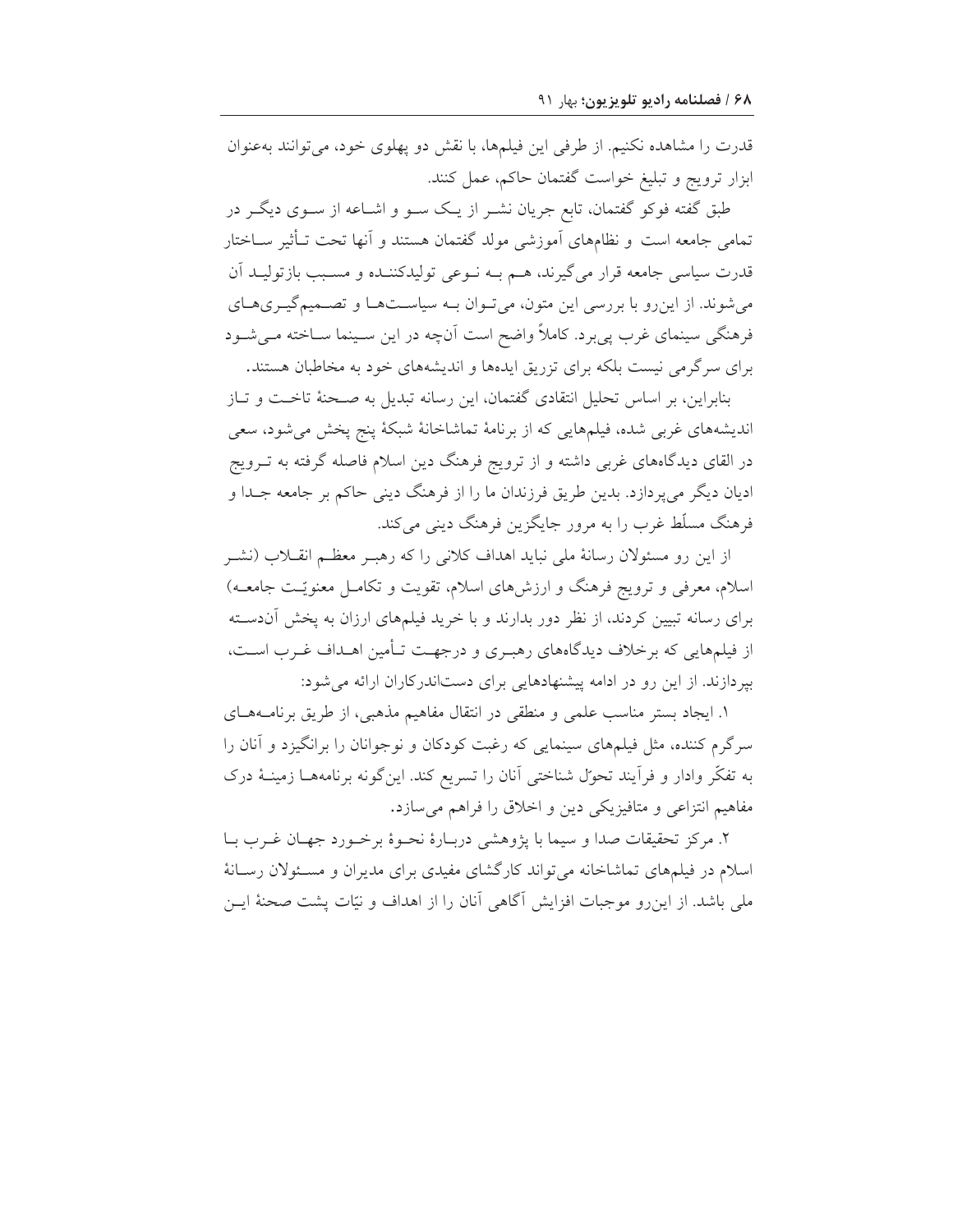قدرت را مشاهده نکنیم. از طرفی این فیلم‌ها، با نقش دو پهلوی خود، می‌توانند به‌عنوان ابزار ترویج و تبلیغ خواست گفتمان حاکم، عمل کنند.

طبق گفته فوکو گفتمان، تابع جریان نشر از یک سو و اشاعه از سوی دیگر در تمامی جامعه است و نظام‌های آموزشی مولد گفتمان هستند و آنها تحت تأثیر ساختار قدرت سیاسی جامعه قرار می‌گیرند، هم به نوعی تولیدکننده و مسبب بازتولید آن می‌شوند. از این‌رو با بررسی این متون، می‌توان به سیاست‌ها و تصمیم‌گیری‌های فرهنگی سینمای غرب پی‌برد. کاملاً واضح است آن‌چه در این سینما ساخته می‌شود برای سرگرمی نیست بلکه برای تزریق ایده‌ها و اندیشه‌های خود به مخاطبان هستند.

بنابراین، بر اساس تحلیل انتقادی گفتمان، این رسانه تبدیل به صحنهٔ تاخت و تاز اندیشه‌های غربی شده، فیلم‌هایی که از برنامهٔ تماشاخانهٔ شبکهٔ پنج پخش می‌شود، سعی در القای دیدگاه‌های غربی داشته و از ترویج فرهنگ دین اسلام فاصله گرفته به ترویج ادیان دیگر می‌پردازد. بدین طریق فرزندان ما را از فرهنگ دینی حاکم بر جامعه جدا و فرهنگ مسلّط غرب را به مرور جایگزین فرهنگ دینی می‌کند.

از این رو مسئولان رسانهٔ ملی نباید اهداف کلانی را که رهبر معظم انقلاب (نشر اسلام، معرفی و ترویج فرهنگ و ارزش‌های اسلام، تقویت و تکامل معنویّت جامعه) برای رسانه تبیین کردند، از نظر دور بدارند و با خرید فیلم‌های ارزان به پخش آن‌دسته از فیلم‌هایی که برخلاف دیدگاه‌های رهبری و درجهت تأمین اهداف غرب است، بپردازند. از این رو در ادامه پیشنهادهایی برای دست‌اندرکاران ارائه می‌شود:

۱. ایجاد بستر مناسب علمی و منطقی در انتقال مفاهیم مذهبی، از طریق برنامه‌های سرگرم کننده، مثل فیلم‌های سینمایی که رغبت کودکان و نوجوانان را برانگیزد و آنان را به تفکّر وادار و فرآیند تحوّل شناختی آنان را تسریع کند. این‌گونه برنامه‌ها زمینهٔ درک مفاهیم انتزاعی و متافیزیکی دین و اخلاق را فراهم می‌سازد.

۲. مرکز تحقیقات صدا و سیما با پژوهشی دربارهٔ نحوهٔ برخورد جهان غرب با اسلام در فیلم‌های تماشاخانه می‌تواند کارگشای مفیدی برای مدیران و مسئولان رسانهٔ ملی باشد. از این‌رو موجبات افزایش آگاهی آنان را از اهداف و نیّات پشت صحنهٔ این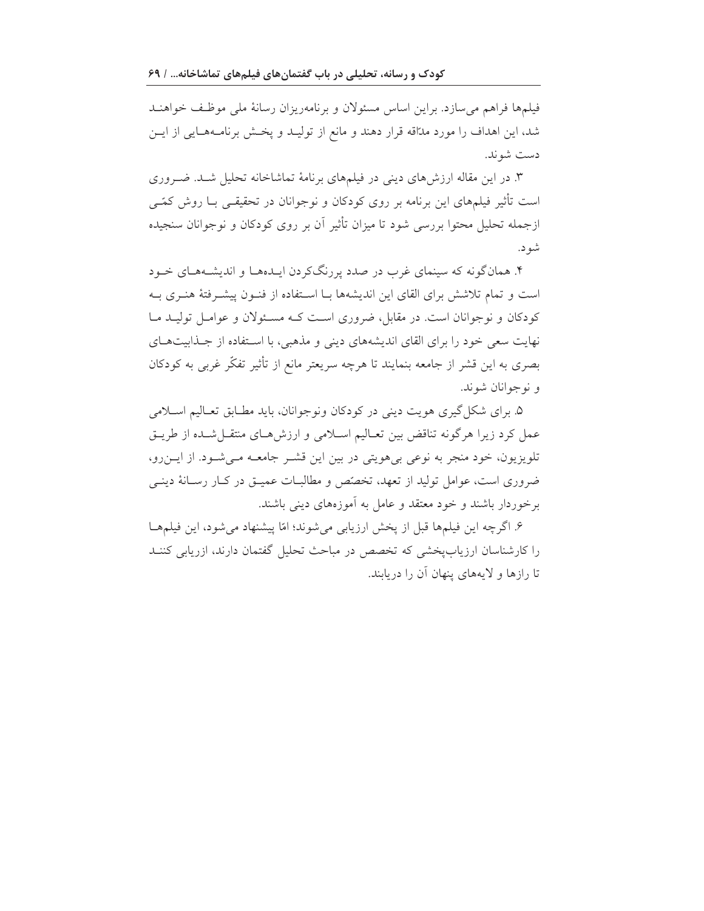فیلم‌ها فراهم می‌سازد. براین اساس مسئولان و برنامه‌ریزان رسانهٔ ملی موظف خواهند شد، این اهداف را مورد مدّاقه قرار دهند و مانع از تولید و پخش برنامه‌هایی از این دست شوند.

۳. در این مقاله ارزش‌های دینی در فیلم‌های برنامهٔ تماشاخانه تحلیل شد. ضروری است تأثیر فیلم‌های این برنامه بر روی کودکان و نوجوانان در تحقیقی با روش کمّی ازجمله تحلیل محتوا بررسی شود تا میزان تأثیر آن بر روی کودکان و نوجوانان سنجیده شود.

۴. همان‌گونه که سینمای غرب در صدد پررنگ‌کردن ایده‌ها و اندیشه‌های خود است و تمام تلاشش برای القای این اندیشه‌ها با استفاده از فنون پیشرفتهٔ هنری به کودکان و نوجوانان است. در مقابل، ضروری است که مسئولان و عوامل تولید ما نهایت سعی خود را برای القای اندیشه‌های دینی و مذهبی، با استفاده از جذابیت‌های بصری به این قشر از جامعه بنمایند تا هرچه سریعتر مانع از تأثیر تفکّر غربی به کودکان و نوجوانان شوند.

۵. برای شکل‌گیری هویت دینی در کودکان ونوجوانان، باید مطابق تعالیم اسلامی عمل کرد زیرا هرگونه تناقض بین تعالیم اسلامی و ارزش‌های منتقل‌شده از طریق تلویزیون، خود منجر به نوعی بی‌هویتی در بین این قشر جامعه می‌شود. از این‌رو، ضروری است، عوامل تولید از تعهد، تخصّص و مطالبات عمیق در کار رسانهٔ دینی برخوردار باشند و خود معتقد و عامل به آموزه‌های دینی باشند.

۶. اگرچه این فیلم‌ها قبل از پخش ارزیابی می‌شوند؛ امّا پیشنهاد می‌شود، این فیلم‌ها را کارشناسان ارزیاب‌پخشی که تخصص در مباحث تحلیل گفتمان دارند، ازریابی کنند تا رازها و لایه‌های پنهان آن را دریابند.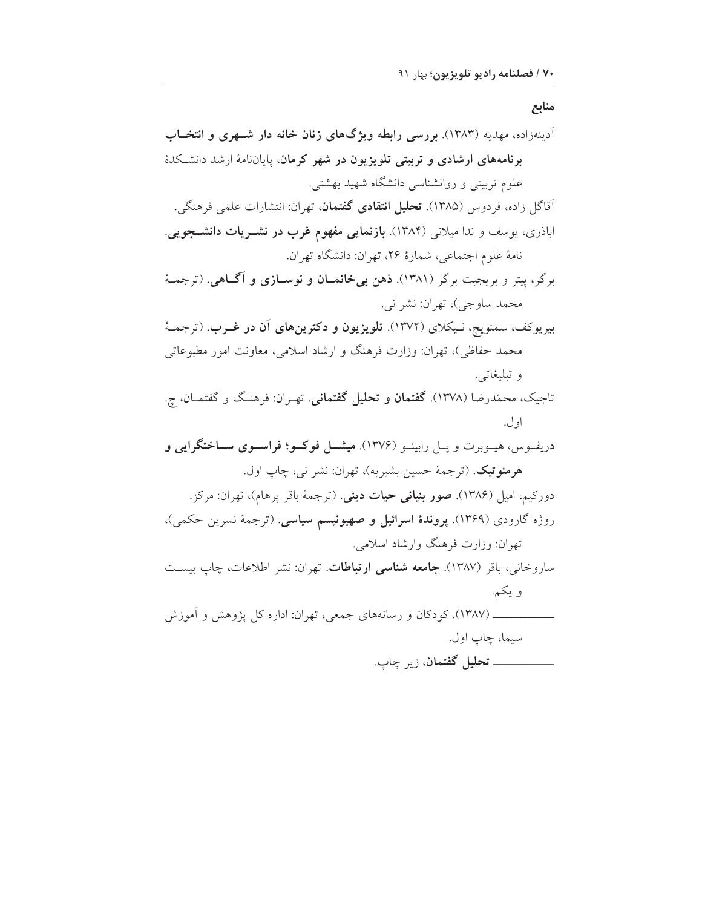## منابع

آدینه‌زاده، مهدیه (۱۳۸۳). **بررسی رابطه ویژگ‌های زنان خانه دار شـهری و انتخـاب برنامه‌های ارشادی و تربیتی تلویزیون در شهر کرمان**، پایان‌نامهٔ ارشد دانشـکدهٔ علوم تربیتی و روانشناسی دانشگاه شهید بهشتی.

آقاگل زاده، فردوس (۱۳۸۵). **تحلیل انتقادی گفتمان**، تهران: انتشارات علمی فرهنگی.

اباذری، یوسف و ندا میلانی (۱۳۸۴). **بازنمایی مفهوم غرب در نشـریات دانشـجویی**. نامهٔ علوم اجتماعی، شمارهٔ ۲۶، تهران: دانشگاه تهران.

برگر، پیتر و بریجیت برگر (۱۳۸۱). **ذهن بی‌خانمـان و نوسـازی و آگـاهی**. (ترجمـهٔ محمد ساوجی)، تهران: نشر نی.

بیریوکف، سمنویچ، نـیکلای (۱۳۷۲). **تلویزیون و دکترین‌های آن در غـرب**. (ترجمـهٔ محمد حفاظی)، تهران: وزارت فرهنگ و ارشاد اسلامی، معاونت امور مطبوعاتی و تبلیغاتی.

تاجیک، محمّدرضا (۱۳۷۸). **گفتمان و تحلیل گفتمانی**. تهـران: فرهنـگ و گفتمـان، چ. اول.

دریفـوس، هیـوبرت و پـل رابینـو (۱۳۷۶). **میشـل فوکـو؛ فراسـوی سـاختگرایی و هرمنوتیک**. (ترجمهٔ حسین بشیریه)، تهران: نشر نی، چاپ اول.

دورکیم، امیل (۱۳۸۶). **صور بنیانی حیات دینی**. (ترجمهٔ باقر پرهام)، تهران: مرکز.

روژه گارودی (۱۳۶۹). **پروندهٔ اسرائیل و صهیونیسم سیاسی**. (ترجمهٔ نسرین حکمی)، تهران: وزارت فرهنگ وارشاد اسلامی.

ساروخانی، باقر (۱۳۸۷). **جامعه شناسی ارتباطات**. تهران: نشر اطلاعات، چاپ بیسـت و یکم.

ـــــــــــــ (۱۳۸۷). کودکان و رسانه‌های جمعی، تهران: اداره کل پژوهش و آموزش سیما، چاپ اول.

ـــــــــــــ **تحلیل گفتمان**، زیر چاپ.